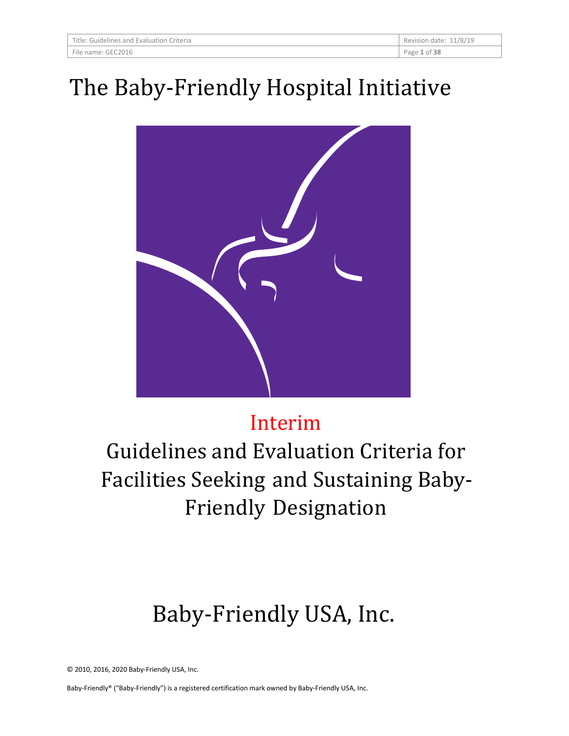# The Baby-Friendly Hospital Initiative

## Interim

## Guidelines and Evaluation Criteria for Facilities Seeking and Sustaining Baby-Friendly Designation

## Baby-Friendly USA, Inc.

© 2010, 2016, 2020 Baby-Friendly USA, Inc.

Baby-Friendly® ("Baby-Friendly") is a registered certification mark owned by Baby-Friendly USA, Inc.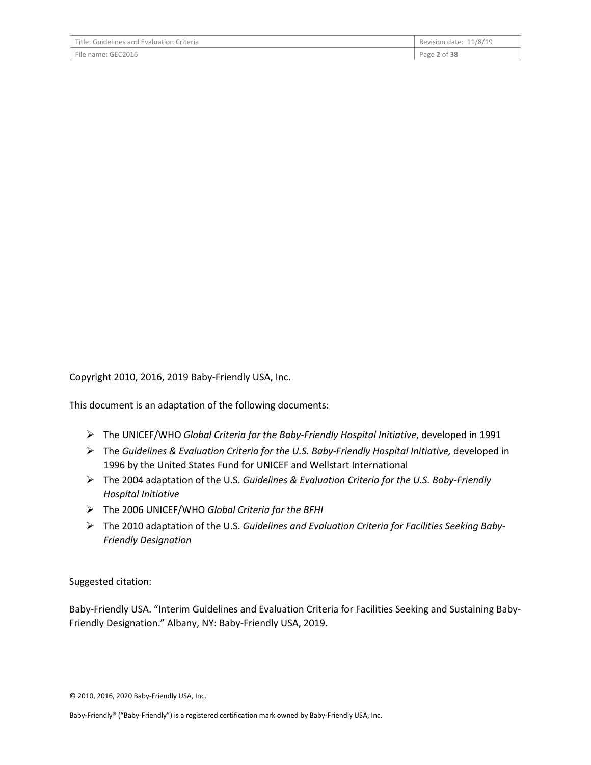Copyright 2010, 2016, 2019 Baby-Friendly USA, Inc.

This document is an adaptation of the following documents:

- The UNICEF/WHO *Global Criteria for the Baby-Friendly Hospital Initiative*, developed in 1991
- The *Guidelines & Evaluation Criteria for the U.S. Baby-Friendly Hospital Initiative,* developed in 1996 by the United States Fund for UNICEF and Wellstart International
- The 2004 adaptation of the U.S. *Guidelines & Evaluation Criteria for the U.S. Baby-Friendly Hospital Initiative*
- The 2006 UNICEF/WHO *Global Criteria for the BFHI*
- The 2010 adaptation of the U.S. *Guidelines and Evaluation Criteria for Facilities Seeking Baby-Friendly Designation*

Suggested citation:

Baby-Friendly USA. "Interim Guidelines and Evaluation Criteria for Facilities Seeking and Sustaining Baby-Friendly Designation." Albany, NY: Baby-Friendly USA, 2019.

© 2010, 2016, 2020 Baby-Friendly USA, Inc.

Baby-Friendly® ("Baby-Friendly") is a registered certification mark owned by Baby-Friendly USA, Inc.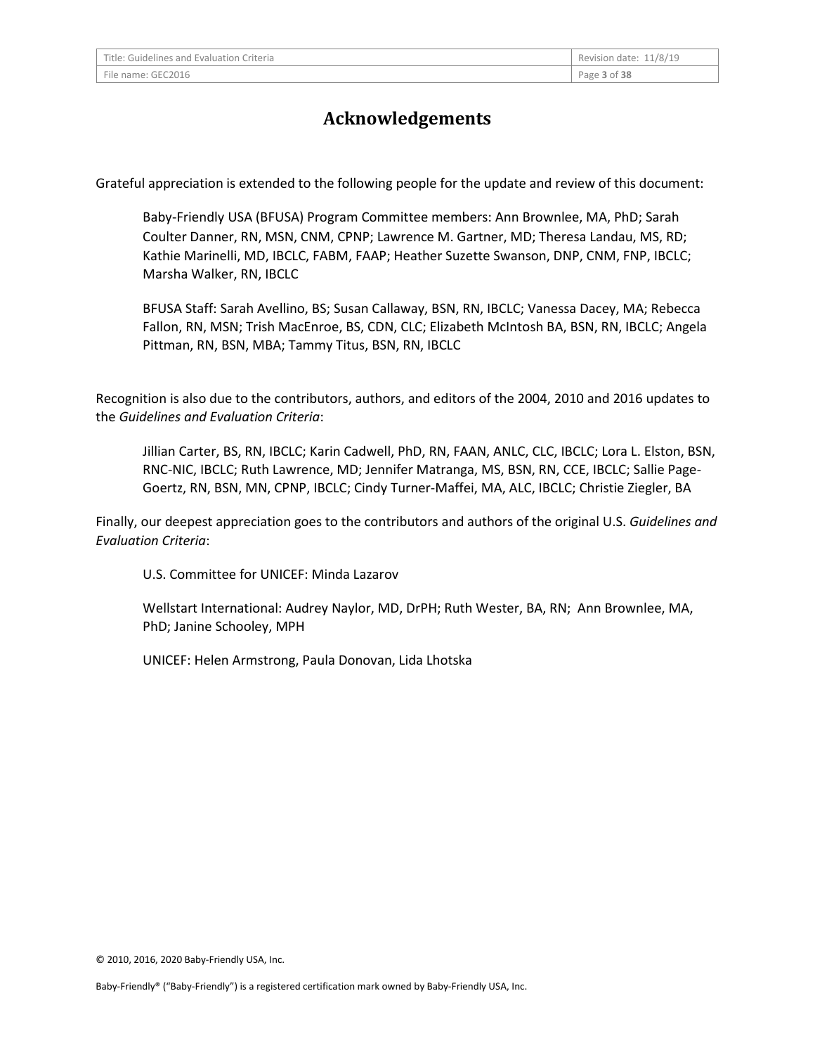# Acknowledgements

Grateful appreciation is extended to the following people for the update and review of this document:

Baby-Friendly USA (BFUSA) Program Committee members: Ann Brownlee, MA, PhD; Sarah Coulter Danner, RN, MSN, CNM, CPNP; Lawrence M. Gartner, MD; Theresa Landau, MS, RD; Kathie Marinelli, MD, IBCLC, FABM, FAAP; Heather Suzette Swanson, DNP, CNM, FNP, IBCLC; Marsha Walker, RN, IBCLC

BFUSA Staff: Sarah Avellino, BS; Susan Callaway, BSN, RN, IBCLC; Vanessa Dacey, MA; Rebecca Fallon, RN, MSN; Trish MacEnroe, BS, CDN, CLC; Elizabeth McIntosh BA, BSN, RN, IBCLC; Angela Pittman, RN, BSN, MBA; Tammy Titus, BSN, RN, IBCLC

Recognition is also due to the contributors, authors, and editors of the 2004, 2010 and 2016 updates to the *Guidelines and Evaluation Criteria*:

Jillian Carter, BS, RN, IBCLC; Karin Cadwell, PhD, RN, FAAN, ANLC, CLC, IBCLC; Lora L. Elston, BSN, RNC-NIC, IBCLC; Ruth Lawrence, MD; Jennifer Matranga, MS, BSN, RN, CCE, IBCLC; Sallie Page-Goertz, RN, BSN, MN, CPNP, IBCLC; Cindy Turner-Maffei, MA, ALC, IBCLC; Christie Ziegler, BA

Finally, our deepest appreciation goes to the contributors and authors of the original U.S. *Guidelines and Evaluation Criteria*:

U.S. Committee for UNICEF: Minda Lazarov

Wellstart International: Audrey Naylor, MD, DrPH; Ruth Wester, BA, RN; Ann Brownlee, MA, PhD; Janine Schooley, MPH

UNICEF: Helen Armstrong, Paula Donovan, Lida Lhotska

© 2010, 2016, 2020 Baby-Friendly USA, Inc.

Baby-Friendly® ("Baby-Friendly") is a registered certification mark owned by Baby-Friendly USA, Inc.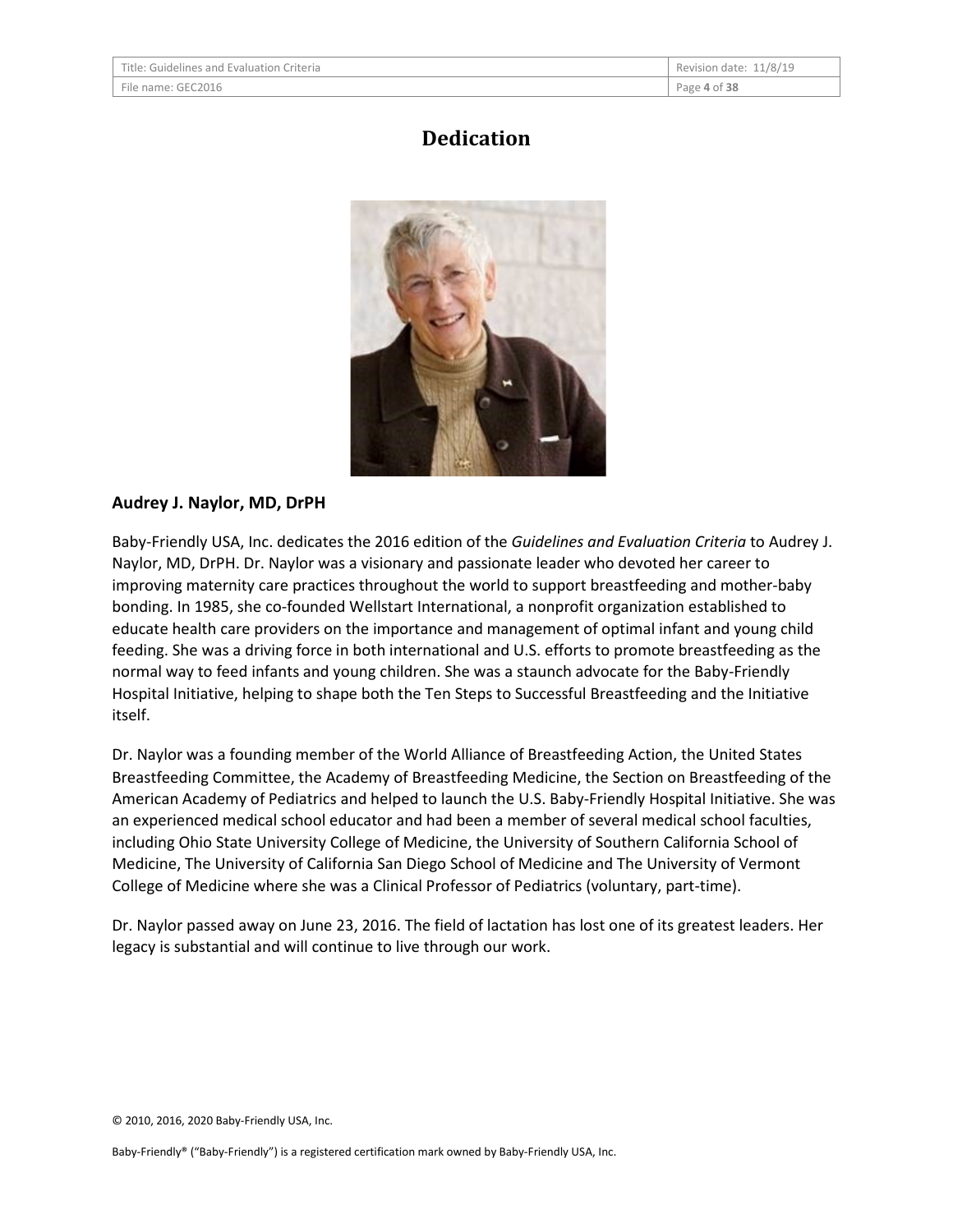# Dedication

**Audrey J. Naylor, MD, DrPH**

Baby-Friendly USA, Inc. dedicates the 2016 edition of the *Guidelines and Evaluation Criteria* to Audrey J. Naylor, MD, DrPH. Dr. Naylor was a visionary and passionate leader who devoted her career to improving maternity care practices throughout the world to support breastfeeding and mother-baby bonding. In 1985, she co-founded Wellstart International, a nonprofit organization established to educate health care providers on the importance and management of optimal infant and young child feeding. She was a driving force in both international and U.S. efforts to promote breastfeeding as the normal way to feed infants and young children. She was a staunch advocate for the Baby-Friendly Hospital Initiative, helping to shape both the Ten Steps to Successful Breastfeeding and the Initiative itself.

Dr. Naylor was a founding member of the World Alliance of Breastfeeding Action, the United States Breastfeeding Committee, the Academy of Breastfeeding Medicine, the Section on Breastfeeding of the American Academy of Pediatrics and helped to launch the U.S. Baby-Friendly Hospital Initiative. She was an experienced medical school educator and had been a member of several medical school faculties, including Ohio State University College of Medicine, the University of Southern California School of Medicine, The University of California San Diego School of Medicine and The University of Vermont College of Medicine where she was a Clinical Professor of Pediatrics (voluntary, part-time).

Dr. Naylor passed away on June 23, 2016. The field of lactation has lost one of its greatest leaders. Her legacy is substantial and will continue to live through our work.

© 2010, 2016, 2020 Baby-Friendly USA, Inc.

Baby-Friendly® ("Baby-Friendly") is a registered certification mark owned by Baby-Friendly USA, Inc.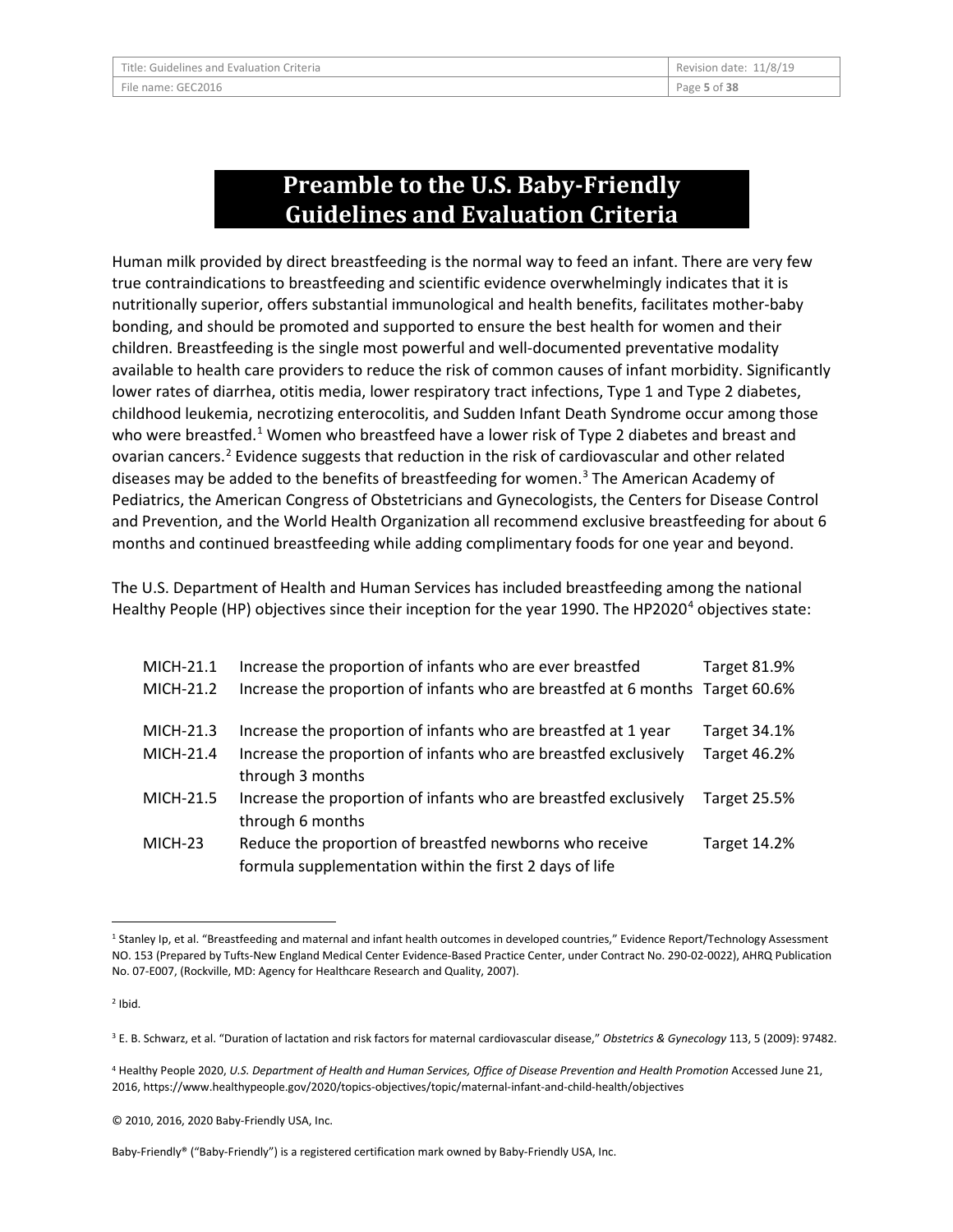# Preamble to the U.S. Baby-Friendly Guidelines and Evaluation Criteria

Human milk provided by direct breastfeeding is the normal way to feed an infant. There are very few true contraindications to breastfeeding and scientific evidence overwhelmingly indicates that it is nutritionally superior, offers substantial immunological and health benefits, facilitates mother-baby bonding, and should be promoted and supported to ensure the best health for women and their children. Breastfeeding is the single most powerful and well-documented preventative modality available to health care providers to reduce the risk of common causes of infant morbidity. Significantly lower rates of diarrhea, otitis media, lower respiratory tract infections, Type 1 and Type 2 diabetes, childhood leukemia, necrotizing enterocolitis, and Sudden Infant Death Syndrome occur among those who were breastfed.[1] Women who breastfeed have a lower risk of Type 2 diabetes and breast and ovarian cancers.[2] Evidence suggests that reduction in the risk of cardiovascular and other related diseases may be added to the benefits of breastfeeding for women.[3] The American Academy of Pediatrics, the American Congress of Obstetricians and Gynecologists, the Centers for Disease Control and Prevention, and the World Health Organization all recommend exclusive breastfeeding for about 6 months and continued breastfeeding while adding complimentary foods for one year and beyond.

The U.S. Department of Health and Human Services has included breastfeeding among the national Healthy People (HP) objectives since their inception for the year 1990. The HP2020[4] objectives state:

| | | |
|---|---|---|
| MICH-21.1 | Increase the proportion of infants who are ever breastfed | Target 81.9% |
| MICH-21.2 | Increase the proportion of infants who are breastfed at 6 months | Target 60.6% |
| MICH-21.3 | Increase the proportion of infants who are breastfed at 1 year | Target 34.1% |
| MICH-21.4 | Increase the proportion of infants who are breastfed exclusively through 3 months | Target 46.2% |
| MICH-21.5 | Increase the proportion of infants who are breastfed exclusively through 6 months | Target 25.5% |
| MICH-23 | Reduce the proportion of breastfed newborns who receive formula supplementation within the first 2 days of life | Target 14.2% |

[1] Stanley Ip, et al. "Breastfeeding and maternal and infant health outcomes in developed countries," Evidence Report/Technology Assessment NO. 153 (Prepared by Tufts-New England Medical Center Evidence-Based Practice Center, under Contract No. 290-02-0022), AHRQ Publication No. 07-E007, (Rockville, MD: Agency for Healthcare Research and Quality, 2007).

[2] Ibid.

[3] E. B. Schwarz, et al. "Duration of lactation and risk factors for maternal cardiovascular disease," *Obstetrics & Gynecology* 113, 5 (2009): 97482.

[4] Healthy People 2020, *U.S. Department of Health and Human Services, Office of Disease Prevention and Health Promotion* Accessed June 21, 2016, https://www.healthypeople.gov/2020/topics-objectives/topic/maternal-infant-and-child-health/objectives

© 2010, 2016, 2020 Baby-Friendly USA, Inc.

Baby-Friendly® ("Baby-Friendly") is a registered certification mark owned by Baby-Friendly USA, Inc.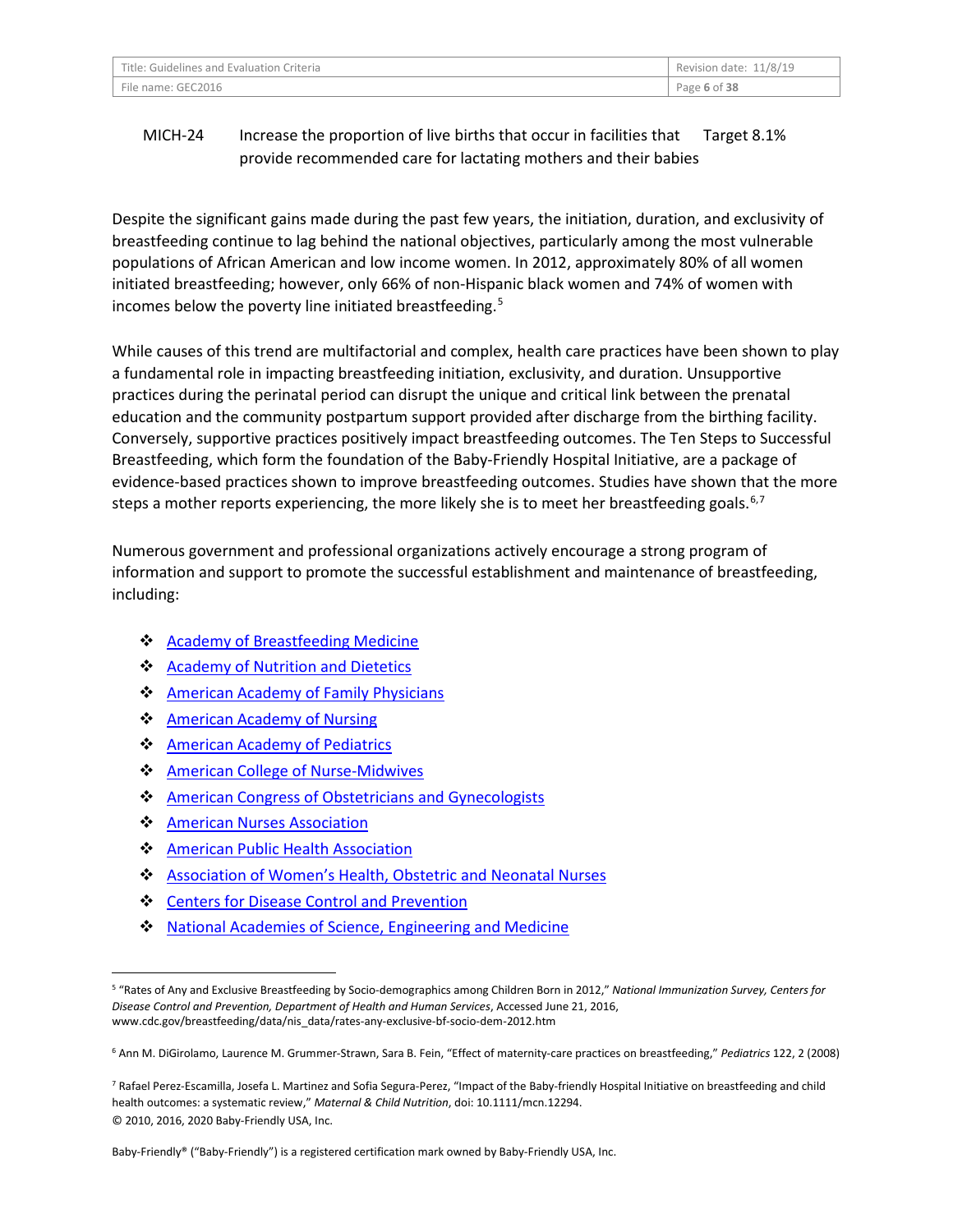| | | |
|---|---|---|
| MICH-24 | Increase the proportion of live births that occur in facilities that provide recommended care for lactating mothers and their babies | Target 8.1% |

Despite the significant gains made during the past few years, the initiation, duration, and exclusivity of breastfeeding continue to lag behind the national objectives, particularly among the most vulnerable populations of African American and low income women. In 2012, approximately 80% of all women initiated breastfeeding; however, only 66% of non-Hispanic black women and 74% of women with incomes below the poverty line initiated breastfeeding.[5]

While causes of this trend are multifactorial and complex, health care practices have been shown to play a fundamental role in impacting breastfeeding initiation, exclusivity, and duration. Unsupportive practices during the perinatal period can disrupt the unique and critical link between the prenatal education and the community postpartum support provided after discharge from the birthing facility. Conversely, supportive practices positively impact breastfeeding outcomes. The Ten Steps to Successful Breastfeeding, which form the foundation of the Baby-Friendly Hospital Initiative, are a package of evidence-based practices shown to improve breastfeeding outcomes. Studies have shown that the more steps a mother reports experiencing, the more likely she is to meet her breastfeeding goals.[6,7]

Numerous government and professional organizations actively encourage a strong program of information and support to promote the successful establishment and maintenance of breastfeeding, including:

- Academy of Breastfeeding Medicine
- Academy of Nutrition and Dietetics
- American Academy of Family Physicians
- American Academy of Nursing
- American Academy of Pediatrics
- American College of Nurse-Midwives
- American Congress of Obstetricians and Gynecologists
- American Nurses Association
- American Public Health Association
- Association of Women's Health, Obstetric and Neonatal Nurses
- Centers for Disease Control and Prevention
- National Academies of Science, Engineering and Medicine

---

[5] "Rates of Any and Exclusive Breastfeeding by Socio-demographics among Children Born in 2012," *National Immunization Survey, Centers for Disease Control and Prevention, Department of Health and Human Services*, Accessed June 21, 2016, www.cdc.gov/breastfeeding/data/nis_data/rates-any-exclusive-bf-socio-dem-2012.htm

[6] Ann M. DiGirolamo, Laurence M. Grummer-Strawn, Sara B. Fein, "Effect of maternity-care practices on breastfeeding," *Pediatrics* 122, 2 (2008)

[7] Rafael Perez-Escamilla, Josefa L. Martinez and Sofia Segura-Perez, "Impact of the Baby-friendly Hospital Initiative on breastfeeding and child health outcomes: a systematic review," *Maternal & Child Nutrition*, doi: 10.1111/mcn.12294.

© 2010, 2016, 2020 Baby-Friendly USA, Inc.

Baby-Friendly® ("Baby-Friendly") is a registered certification mark owned by Baby-Friendly USA, Inc.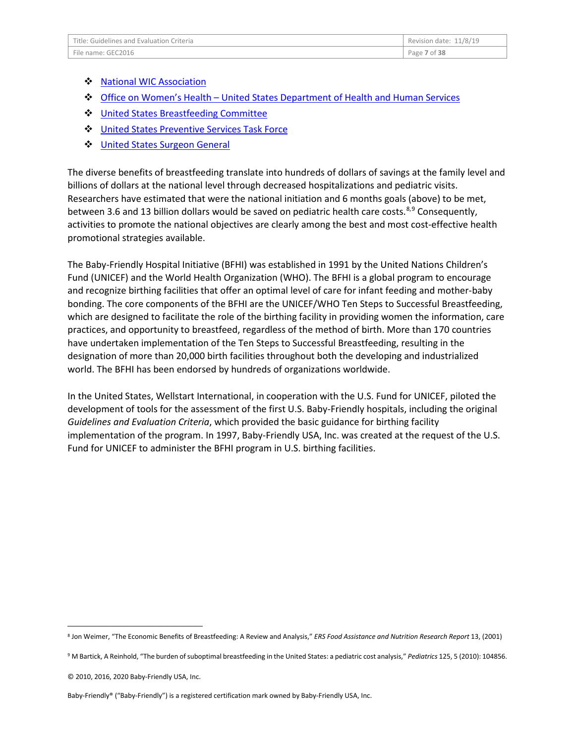- National WIC Association
- Office on Women's Health – United States Department of Health and Human Services
- United States Breastfeeding Committee
- United States Preventive Services Task Force
- United States Surgeon General

The diverse benefits of breastfeeding translate into hundreds of dollars of savings at the family level and billions of dollars at the national level through decreased hospitalizations and pediatric visits. Researchers have estimated that were the national initiation and 6 months goals (above) to be met, between 3.6 and 13 billion dollars would be saved on pediatric health care costs.[8,9] Consequently, activities to promote the national objectives are clearly among the best and most cost-effective health promotional strategies available.

The Baby-Friendly Hospital Initiative (BFHI) was established in 1991 by the United Nations Children's Fund (UNICEF) and the World Health Organization (WHO). The BFHI is a global program to encourage and recognize birthing facilities that offer an optimal level of care for infant feeding and mother-baby bonding. The core components of the BFHI are the UNICEF/WHO Ten Steps to Successful Breastfeeding, which are designed to facilitate the role of the birthing facility in providing women the information, care practices, and opportunity to breastfeed, regardless of the method of birth. More than 170 countries have undertaken implementation of the Ten Steps to Successful Breastfeeding, resulting in the designation of more than 20,000 birth facilities throughout both the developing and industrialized world. The BFHI has been endorsed by hundreds of organizations worldwide.

In the United States, Wellstart International, in cooperation with the U.S. Fund for UNICEF, piloted the development of tools for the assessment of the first U.S. Baby-Friendly hospitals, including the original *Guidelines and Evaluation Criteria*, which provided the basic guidance for birthing facility implementation of the program. In 1997, Baby-Friendly USA, Inc. was created at the request of the U.S. Fund for UNICEF to administer the BFHI program in U.S. birthing facilities.

---

[8] Jon Weimer, "The Economic Benefits of Breastfeeding: A Review and Analysis," *ERS Food Assistance and Nutrition Research Report* 13, (2001)

[9] M Bartick, A Reinhold, "The burden of suboptimal breastfeeding in the United States: a pediatric cost analysis," *Pediatrics* 125, 5 (2010): 104856.

© 2010, 2016, 2020 Baby-Friendly USA, Inc.

Baby-Friendly® ("Baby-Friendly") is a registered certification mark owned by Baby-Friendly USA, Inc.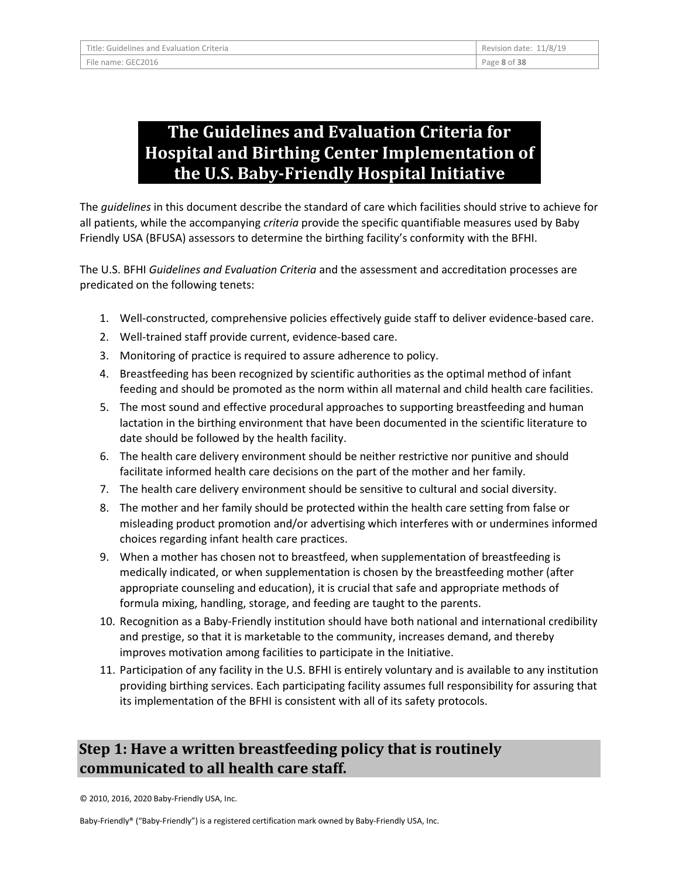# The Guidelines and Evaluation Criteria for Hospital and Birthing Center Implementation of the U.S. Baby-Friendly Hospital Initiative

The *guidelines* in this document describe the standard of care which facilities should strive to achieve for all patients, while the accompanying *criteria* provide the specific quantifiable measures used by Baby Friendly USA (BFUSA) assessors to determine the birthing facility's conformity with the BFHI.

The U.S. BFHI *Guidelines and Evaluation Criteria* and the assessment and accreditation processes are predicated on the following tenets:

1. Well-constructed, comprehensive policies effectively guide staff to deliver evidence-based care.
2. Well-trained staff provide current, evidence-based care.
3. Monitoring of practice is required to assure adherence to policy.
4. Breastfeeding has been recognized by scientific authorities as the optimal method of infant feeding and should be promoted as the norm within all maternal and child health care facilities.
5. The most sound and effective procedural approaches to supporting breastfeeding and human lactation in the birthing environment that have been documented in the scientific literature to date should be followed by the health facility.
6. The health care delivery environment should be neither restrictive nor punitive and should facilitate informed health care decisions on the part of the mother and her family.
7. The health care delivery environment should be sensitive to cultural and social diversity.
8. The mother and her family should be protected within the health care setting from false or misleading product promotion and/or advertising which interferes with or undermines informed choices regarding infant health care practices.
9. When a mother has chosen not to breastfeed, when supplementation of breastfeeding is medically indicated, or when supplementation is chosen by the breastfeeding mother (after appropriate counseling and education), it is crucial that safe and appropriate methods of formula mixing, handling, storage, and feeding are taught to the parents.
10. Recognition as a Baby-Friendly institution should have both national and international credibility and prestige, so that it is marketable to the community, increases demand, and thereby improves motivation among facilities to participate in the Initiative.
11. Participation of any facility in the U.S. BFHI is entirely voluntary and is available to any institution providing birthing services. Each participating facility assumes full responsibility for assuring that its implementation of the BFHI is consistent with all of its safety protocols.

## Step 1: Have a written breastfeeding policy that is routinely communicated to all health care staff.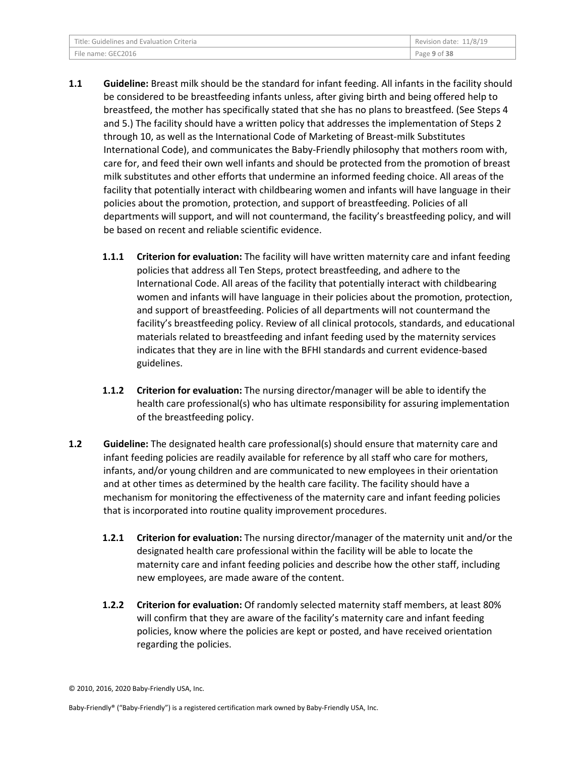**1.1 Guideline:** Breast milk should be the standard for infant feeding. All infants in the facility should be considered to be breastfeeding infants unless, after giving birth and being offered help to breastfeed, the mother has specifically stated that she has no plans to breastfeed. (See Steps 4 and 5.) The facility should have a written policy that addresses the implementation of Steps 2 through 10, as well as the International Code of Marketing of Breast-milk Substitutes International Code), and communicates the Baby-Friendly philosophy that mothers room with, care for, and feed their own well infants and should be protected from the promotion of breast milk substitutes and other efforts that undermine an informed feeding choice. All areas of the facility that potentially interact with childbearing women and infants will have language in their policies about the promotion, protection, and support of breastfeeding. Policies of all departments will support, and will not countermand, the facility's breastfeeding policy, and will be based on recent and reliable scientific evidence.

**1.1.1 Criterion for evaluation:** The facility will have written maternity care and infant feeding policies that address all Ten Steps, protect breastfeeding, and adhere to the International Code. All areas of the facility that potentially interact with childbearing women and infants will have language in their policies about the promotion, protection, and support of breastfeeding. Policies of all departments will not countermand the facility's breastfeeding policy. Review of all clinical protocols, standards, and educational materials related to breastfeeding and infant feeding used by the maternity services indicates that they are in line with the BFHI standards and current evidence-based guidelines.

**1.1.2 Criterion for evaluation:** The nursing director/manager will be able to identify the health care professional(s) who has ultimate responsibility for assuring implementation of the breastfeeding policy.

**1.2 Guideline:** The designated health care professional(s) should ensure that maternity care and infant feeding policies are readily available for reference by all staff who care for mothers, infants, and/or young children and are communicated to new employees in their orientation and at other times as determined by the health care facility. The facility should have a mechanism for monitoring the effectiveness of the maternity care and infant feeding policies that is incorporated into routine quality improvement procedures.

**1.2.1 Criterion for evaluation:** The nursing director/manager of the maternity unit and/or the designated health care professional within the facility will be able to locate the maternity care and infant feeding policies and describe how the other staff, including new employees, are made aware of the content.

**1.2.2 Criterion for evaluation:** Of randomly selected maternity staff members, at least 80% will confirm that they are aware of the facility's maternity care and infant feeding policies, know where the policies are kept or posted, and have received orientation regarding the policies.

© 2010, 2016, 2020 Baby-Friendly USA, Inc.

Baby-Friendly® ("Baby-Friendly") is a registered certification mark owned by Baby-Friendly USA, Inc.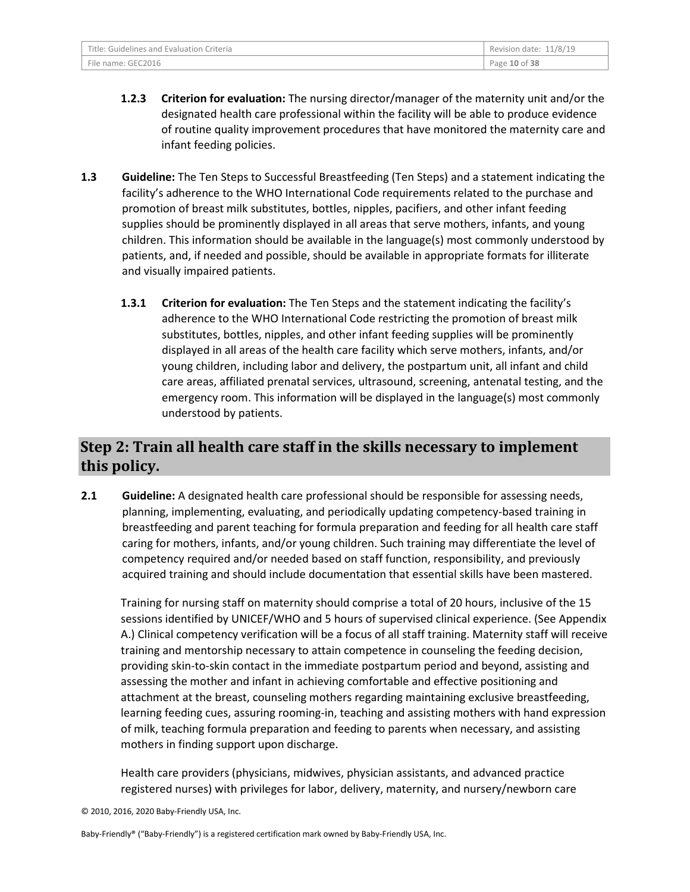**1.2.3 Criterion for evaluation:** The nursing director/manager of the maternity unit and/or the designated health care professional within the facility will be able to produce evidence of routine quality improvement procedures that have monitored the maternity care and infant feeding policies.

**1.3 Guideline:** The Ten Steps to Successful Breastfeeding (Ten Steps) and a statement indicating the facility's adherence to the WHO International Code requirements related to the purchase and promotion of breast milk substitutes, bottles, nipples, pacifiers, and other infant feeding supplies should be prominently displayed in all areas that serve mothers, infants, and young children. This information should be available in the language(s) most commonly understood by patients, and, if needed and possible, should be available in appropriate formats for illiterate and visually impaired patients.

**1.3.1 Criterion for evaluation:** The Ten Steps and the statement indicating the facility's adherence to the WHO International Code restricting the promotion of breast milk substitutes, bottles, nipples, and other infant feeding supplies will be prominently displayed in all areas of the health care facility which serve mothers, infants, and/or young children, including labor and delivery, the postpartum unit, all infant and child care areas, affiliated prenatal services, ultrasound, screening, antenatal testing, and the emergency room. This information will be displayed in the language(s) most commonly understood by patients.

## Step 2: Train all health care staff in the skills necessary to implement this policy.

**2.1 Guideline:** A designated health care professional should be responsible for assessing needs, planning, implementing, evaluating, and periodically updating competency-based training in breastfeeding and parent teaching for formula preparation and feeding for all health care staff caring for mothers, infants, and/or young children. Such training may differentiate the level of competency required and/or needed based on staff function, responsibility, and previously acquired training and should include documentation that essential skills have been mastered.

Training for nursing staff on maternity should comprise a total of 20 hours, inclusive of the 15 sessions identified by UNICEF/WHO and 5 hours of supervised clinical experience. (See Appendix A.) Clinical competency verification will be a focus of all staff training. Maternity staff will receive training and mentorship necessary to attain competence in counseling the feeding decision, providing skin-to-skin contact in the immediate postpartum period and beyond, assisting and assessing the mother and infant in achieving comfortable and effective positioning and attachment at the breast, counseling mothers regarding maintaining exclusive breastfeeding, learning feeding cues, assuring rooming-in, teaching and assisting mothers with hand expression of milk, teaching formula preparation and feeding to parents when necessary, and assisting mothers in finding support upon discharge.

Health care providers (physicians, midwives, physician assistants, and advanced practice registered nurses) with privileges for labor, delivery, maternity, and nursery/newborn care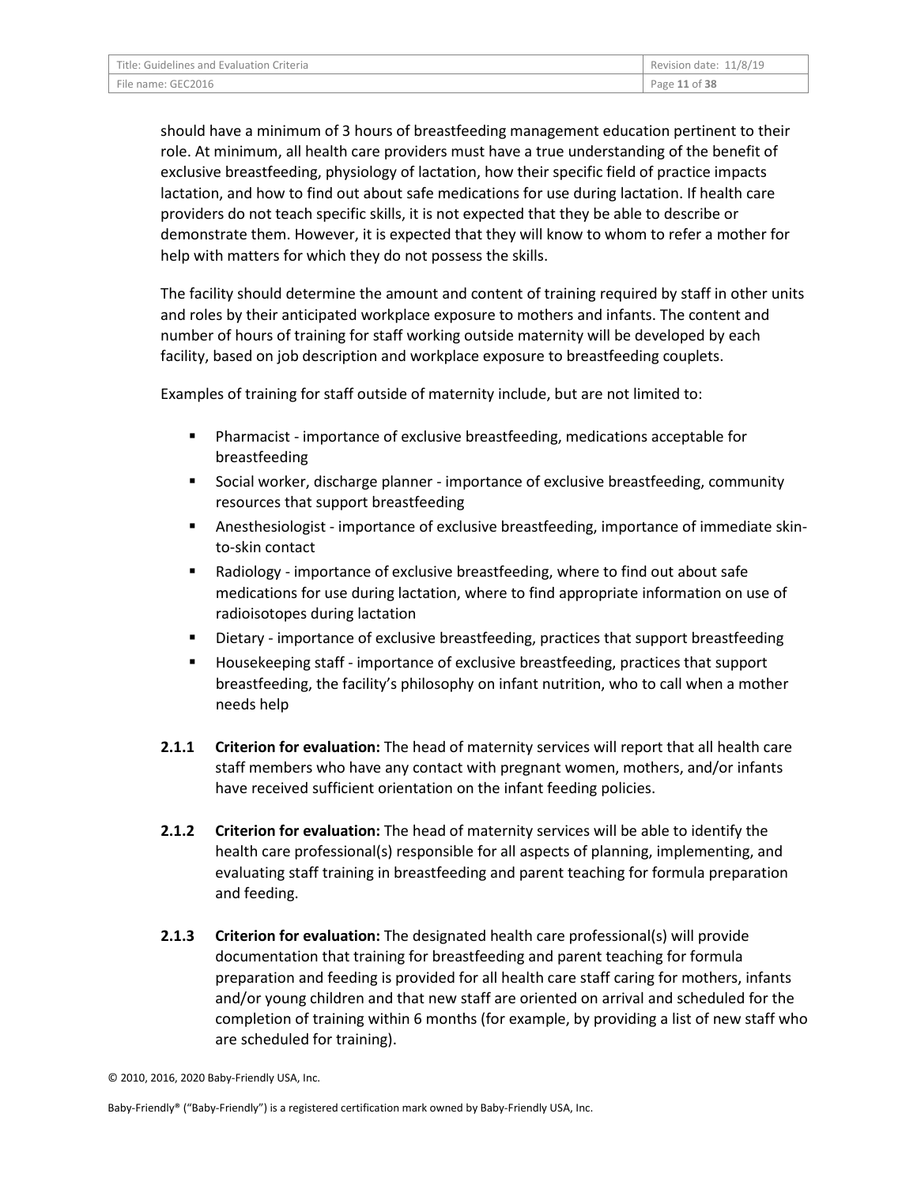should have a minimum of 3 hours of breastfeeding management education pertinent to their role. At minimum, all health care providers must have a true understanding of the benefit of exclusive breastfeeding, physiology of lactation, how their specific field of practice impacts lactation, and how to find out about safe medications for use during lactation. If health care providers do not teach specific skills, it is not expected that they be able to describe or demonstrate them. However, it is expected that they will know to whom to refer a mother for help with matters for which they do not possess the skills.

The facility should determine the amount and content of training required by staff in other units and roles by their anticipated workplace exposure to mothers and infants. The content and number of hours of training for staff working outside maternity will be developed by each facility, based on job description and workplace exposure to breastfeeding couplets.

Examples of training for staff outside of maternity include, but are not limited to:

- Pharmacist - importance of exclusive breastfeeding, medications acceptable for breastfeeding
- Social worker, discharge planner - importance of exclusive breastfeeding, community resources that support breastfeeding
- Anesthesiologist - importance of exclusive breastfeeding, importance of immediate skin-to-skin contact
- Radiology - importance of exclusive breastfeeding, where to find out about safe medications for use during lactation, where to find appropriate information on use of radioisotopes during lactation
- Dietary - importance of exclusive breastfeeding, practices that support breastfeeding
- Housekeeping staff - importance of exclusive breastfeeding, practices that support breastfeeding, the facility's philosophy on infant nutrition, who to call when a mother needs help

**2.1.1** **Criterion for evaluation:** The head of maternity services will report that all health care staff members who have any contact with pregnant women, mothers, and/or infants have received sufficient orientation on the infant feeding policies.

**2.1.2** **Criterion for evaluation:** The head of maternity services will be able to identify the health care professional(s) responsible for all aspects of planning, implementing, and evaluating staff training in breastfeeding and parent teaching for formula preparation and feeding.

**2.1.3** **Criterion for evaluation:** The designated health care professional(s) will provide documentation that training for breastfeeding and parent teaching for formula preparation and feeding is provided for all health care staff caring for mothers, infants and/or young children and that new staff are oriented on arrival and scheduled for the completion of training within 6 months (for example, by providing a list of new staff who are scheduled for training).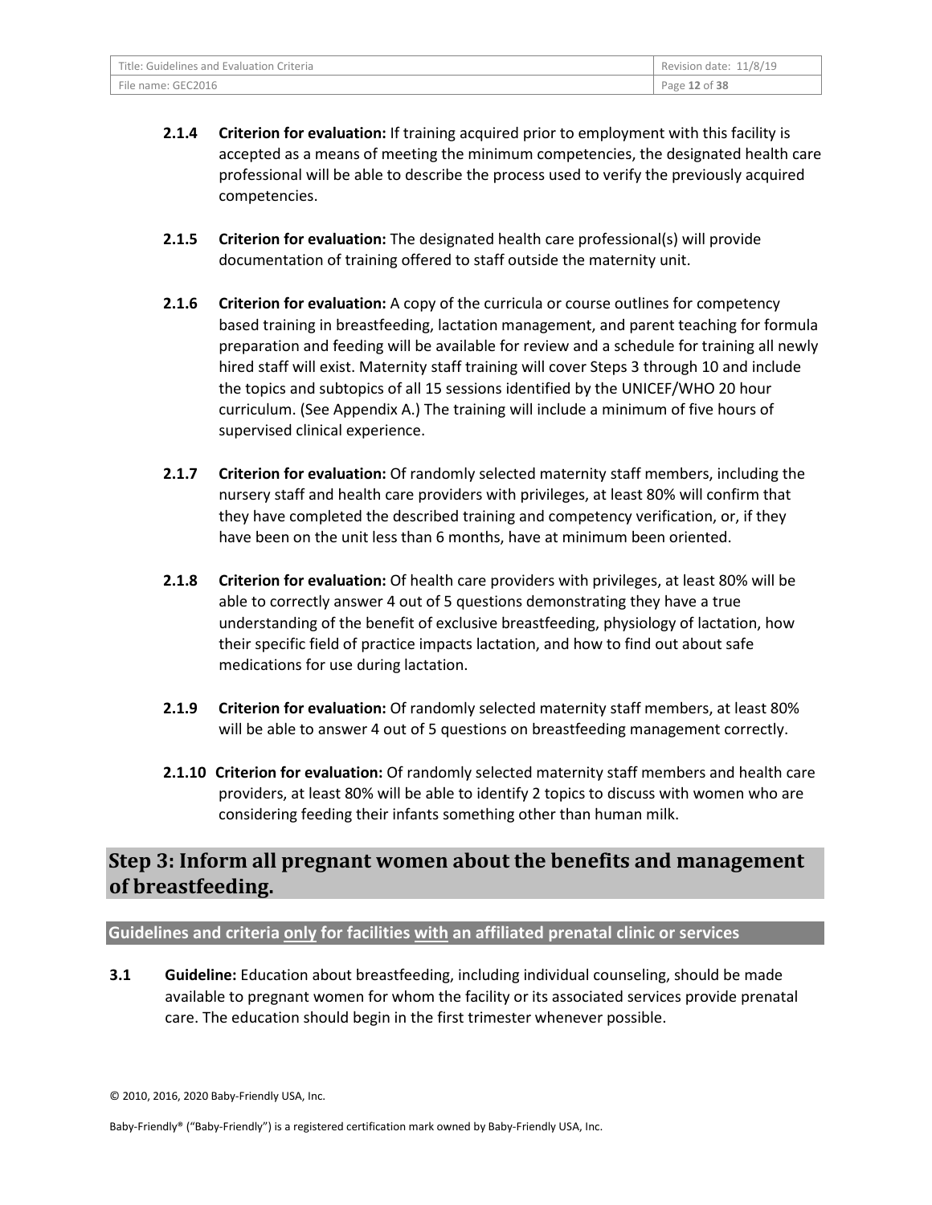**2.1.4 Criterion for evaluation:** If training acquired prior to employment with this facility is accepted as a means of meeting the minimum competencies, the designated health care professional will be able to describe the process used to verify the previously acquired competencies.

**2.1.5 Criterion for evaluation:** The designated health care professional(s) will provide documentation of training offered to staff outside the maternity unit.

**2.1.6 Criterion for evaluation:** A copy of the curricula or course outlines for competency based training in breastfeeding, lactation management, and parent teaching for formula preparation and feeding will be available for review and a schedule for training all newly hired staff will exist. Maternity staff training will cover Steps 3 through 10 and include the topics and subtopics of all 15 sessions identified by the UNICEF/WHO 20 hour curriculum. (See Appendix A.) The training will include a minimum of five hours of supervised clinical experience.

**2.1.7 Criterion for evaluation:** Of randomly selected maternity staff members, including the nursery staff and health care providers with privileges, at least 80% will confirm that they have completed the described training and competency verification, or, if they have been on the unit less than 6 months, have at minimum been oriented.

**2.1.8 Criterion for evaluation:** Of health care providers with privileges, at least 80% will be able to correctly answer 4 out of 5 questions demonstrating they have a true understanding of the benefit of exclusive breastfeeding, physiology of lactation, how their specific field of practice impacts lactation, and how to find out about safe medications for use during lactation.

**2.1.9 Criterion for evaluation:** Of randomly selected maternity staff members, at least 80% will be able to answer 4 out of 5 questions on breastfeeding management correctly.

**2.1.10 Criterion for evaluation:** Of randomly selected maternity staff members and health care providers, at least 80% will be able to identify 2 topics to discuss with women who are considering feeding their infants something other than human milk.

## Step 3: Inform all pregnant women about the benefits and management of breastfeeding.

### Guidelines and criteria only for facilities with an affiliated prenatal clinic or services

**3.1 Guideline:** Education about breastfeeding, including individual counseling, should be made available to pregnant women for whom the facility or its associated services provide prenatal care. The education should begin in the first trimester whenever possible.

© 2010, 2016, 2020 Baby-Friendly USA, Inc.

Baby-Friendly® ("Baby-Friendly") is a registered certification mark owned by Baby-Friendly USA, Inc.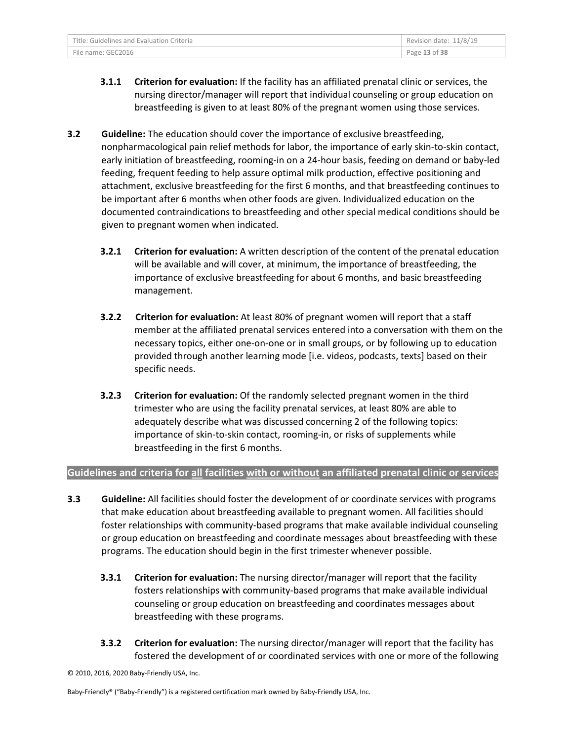**3.1.1 Criterion for evaluation:** If the facility has an affiliated prenatal clinic or services, the nursing director/manager will report that individual counseling or group education on breastfeeding is given to at least 80% of the pregnant women using those services.

**3.2 Guideline:** The education should cover the importance of exclusive breastfeeding, nonpharmacological pain relief methods for labor, the importance of early skin-to-skin contact, early initiation of breastfeeding, rooming-in on a 24-hour basis, feeding on demand or baby-led feeding, frequent feeding to help assure optimal milk production, effective positioning and attachment, exclusive breastfeeding for the first 6 months, and that breastfeeding continues to be important after 6 months when other foods are given. Individualized education on the documented contraindications to breastfeeding and other special medical conditions should be given to pregnant women when indicated.

**3.2.1 Criterion for evaluation:** A written description of the content of the prenatal education will be available and will cover, at minimum, the importance of breastfeeding, the importance of exclusive breastfeeding for about 6 months, and basic breastfeeding management.

**3.2.2 Criterion for evaluation:** At least 80% of pregnant women will report that a staff member at the affiliated prenatal services entered into a conversation with them on the necessary topics, either one-on-one or in small groups, or by following up to education provided through another learning mode [i.e. videos, podcasts, texts] based on their specific needs.

**3.2.3 Criterion for evaluation:** Of the randomly selected pregnant women in the third trimester who are using the facility prenatal services, at least 80% are able to adequately describe what was discussed concerning 2 of the following topics: importance of skin-to-skin contact, rooming-in, or risks of supplements while breastfeeding in the first 6 months.

## Guidelines and criteria for <u>all</u> facilities <u>with or without</u> an affiliated prenatal clinic or services

**3.3 Guideline:** All facilities should foster the development of or coordinate services with programs that make education about breastfeeding available to pregnant women. All facilities should foster relationships with community-based programs that make available individual counseling or group education on breastfeeding and coordinate messages about breastfeeding with these programs. The education should begin in the first trimester whenever possible.

**3.3.1 Criterion for evaluation:** The nursing director/manager will report that the facility fosters relationships with community-based programs that make available individual counseling or group education on breastfeeding and coordinates messages about breastfeeding with these programs.

**3.3.2 Criterion for evaluation:** The nursing director/manager will report that the facility has fostered the development of or coordinated services with one or more of the following

© 2010, 2016, 2020 Baby-Friendly USA, Inc.

Baby-Friendly® ("Baby-Friendly") is a registered certification mark owned by Baby-Friendly USA, Inc.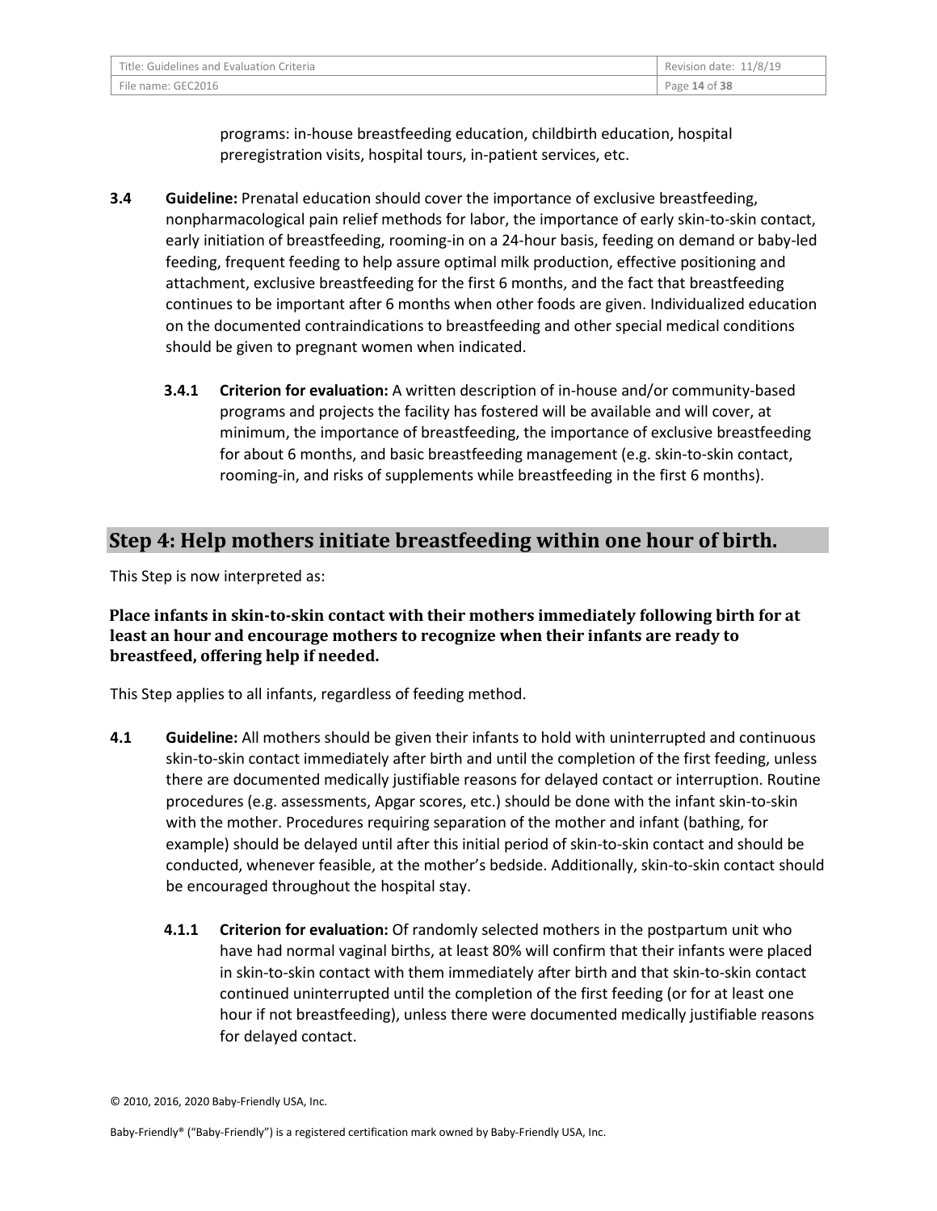programs: in-house breastfeeding education, childbirth education, hospital preregistration visits, hospital tours, in-patient services, etc.

**3.4 Guideline:** Prenatal education should cover the importance of exclusive breastfeeding, nonpharmacological pain relief methods for labor, the importance of early skin-to-skin contact, early initiation of breastfeeding, rooming-in on a 24-hour basis, feeding on demand or baby-led feeding, frequent feeding to help assure optimal milk production, effective positioning and attachment, exclusive breastfeeding for the first 6 months, and the fact that breastfeeding continues to be important after 6 months when other foods are given. Individualized education on the documented contraindications to breastfeeding and other special medical conditions should be given to pregnant women when indicated.

> **3.4.1 Criterion for evaluation:** A written description of in-house and/or community-based programs and projects the facility has fostered will be available and will cover, at minimum, the importance of breastfeeding, the importance of exclusive breastfeeding for about 6 months, and basic breastfeeding management (e.g. skin-to-skin contact, rooming-in, and risks of supplements while breastfeeding in the first 6 months).

## Step 4: Help mothers initiate breastfeeding within one hour of birth.

This Step is now interpreted as:

**Place infants in skin-to-skin contact with their mothers immediately following birth for at least an hour and encourage mothers to recognize when their infants are ready to breastfeed, offering help if needed.**

This Step applies to all infants, regardless of feeding method.

**4.1 Guideline:** All mothers should be given their infants to hold with uninterrupted and continuous skin-to-skin contact immediately after birth and until the completion of the first feeding, unless there are documented medically justifiable reasons for delayed contact or interruption. Routine procedures (e.g. assessments, Apgar scores, etc.) should be done with the infant skin-to-skin with the mother. Procedures requiring separation of the mother and infant (bathing, for example) should be delayed until after this initial period of skin-to-skin contact and should be conducted, whenever feasible, at the mother's bedside. Additionally, skin-to-skin contact should be encouraged throughout the hospital stay.

> **4.1.1 Criterion for evaluation:** Of randomly selected mothers in the postpartum unit who have had normal vaginal births, at least 80% will confirm that their infants were placed in skin-to-skin contact with them immediately after birth and that skin-to-skin contact continued uninterrupted until the completion of the first feeding (or for at least one hour if not breastfeeding), unless there were documented medically justifiable reasons for delayed contact.

© 2010, 2016, 2020 Baby-Friendly USA, Inc.

Baby-Friendly® ("Baby-Friendly") is a registered certification mark owned by Baby-Friendly USA, Inc.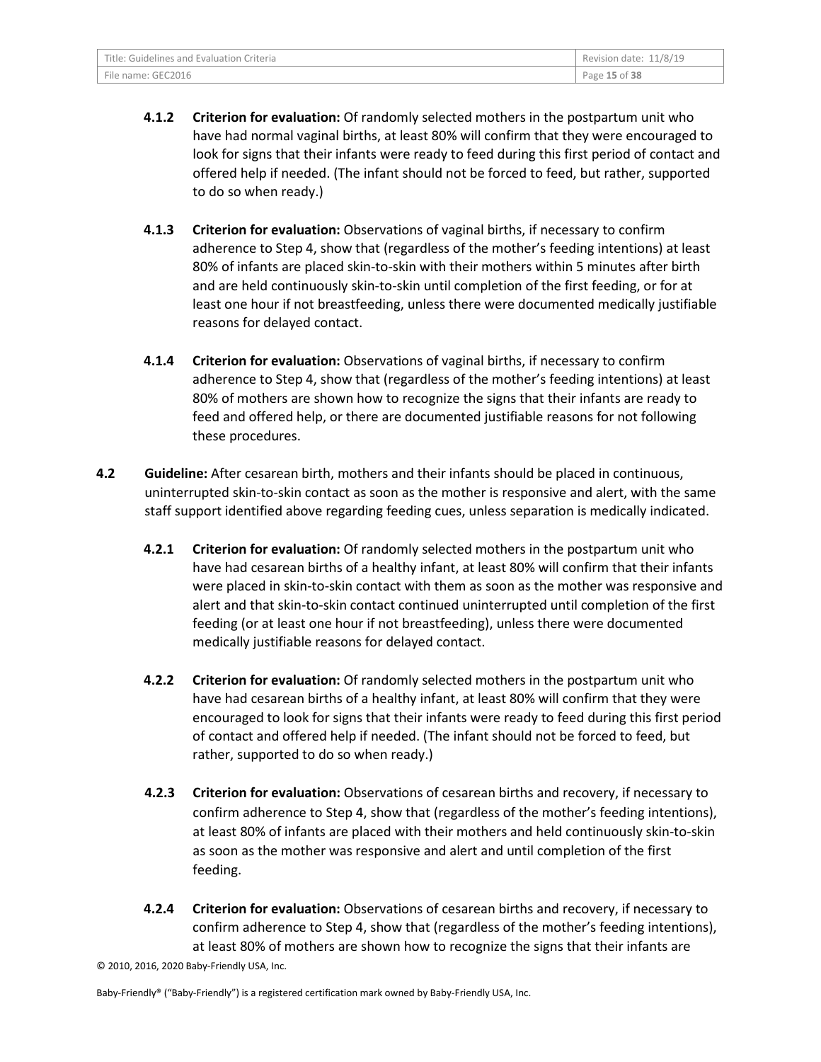**4.1.2 Criterion for evaluation:** Of randomly selected mothers in the postpartum unit who have had normal vaginal births, at least 80% will confirm that they were encouraged to look for signs that their infants were ready to feed during this first period of contact and offered help if needed. (The infant should not be forced to feed, but rather, supported to do so when ready.)

**4.1.3 Criterion for evaluation:** Observations of vaginal births, if necessary to confirm adherence to Step 4, show that (regardless of the mother's feeding intentions) at least 80% of infants are placed skin-to-skin with their mothers within 5 minutes after birth and are held continuously skin-to-skin until completion of the first feeding, or for at least one hour if not breastfeeding, unless there were documented medically justifiable reasons for delayed contact.

**4.1.4 Criterion for evaluation:** Observations of vaginal births, if necessary to confirm adherence to Step 4, show that (regardless of the mother's feeding intentions) at least 80% of mothers are shown how to recognize the signs that their infants are ready to feed and offered help, or there are documented justifiable reasons for not following these procedures.

**4.2 Guideline:** After cesarean birth, mothers and their infants should be placed in continuous, uninterrupted skin-to-skin contact as soon as the mother is responsive and alert, with the same staff support identified above regarding feeding cues, unless separation is medically indicated.

**4.2.1 Criterion for evaluation:** Of randomly selected mothers in the postpartum unit who have had cesarean births of a healthy infant, at least 80% will confirm that their infants were placed in skin-to-skin contact with them as soon as the mother was responsive and alert and that skin-to-skin contact continued uninterrupted until completion of the first feeding (or at least one hour if not breastfeeding), unless there were documented medically justifiable reasons for delayed contact.

**4.2.2 Criterion for evaluation:** Of randomly selected mothers in the postpartum unit who have had cesarean births of a healthy infant, at least 80% will confirm that they were encouraged to look for signs that their infants were ready to feed during this first period of contact and offered help if needed. (The infant should not be forced to feed, but rather, supported to do so when ready.)

**4.2.3 Criterion for evaluation:** Observations of cesarean births and recovery, if necessary to confirm adherence to Step 4, show that (regardless of the mother's feeding intentions), at least 80% of infants are placed with their mothers and held continuously skin-to-skin as soon as the mother was responsive and alert and until completion of the first feeding.

**4.2.4 Criterion for evaluation:** Observations of cesarean births and recovery, if necessary to confirm adherence to Step 4, show that (regardless of the mother's feeding intentions), at least 80% of mothers are shown how to recognize the signs that their infants are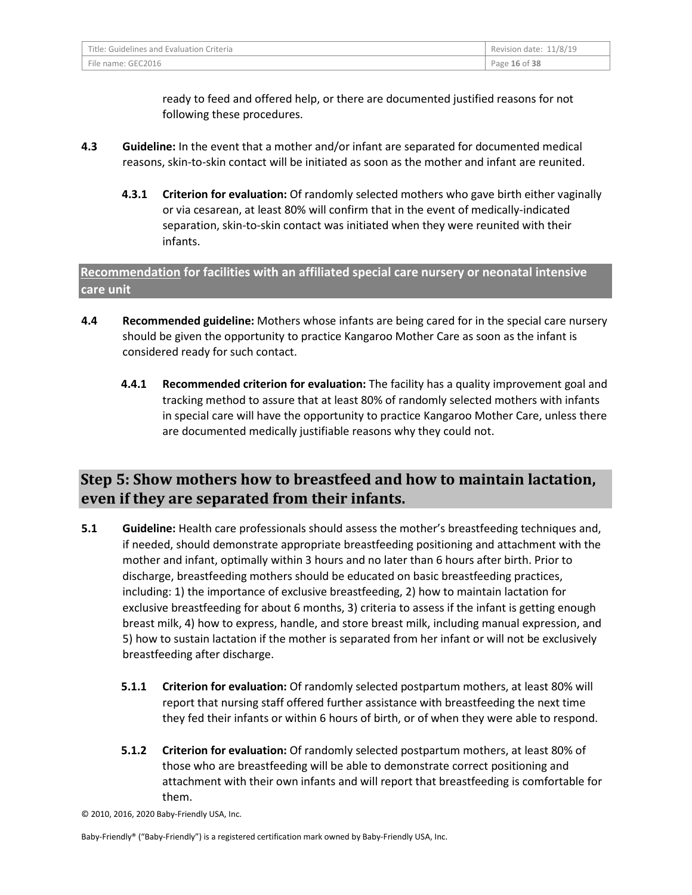ready to feed and offered help, or there are documented justified reasons for not following these procedures.

**4.3** **Guideline:** In the event that a mother and/or infant are separated for documented medical reasons, skin-to-skin contact will be initiated as soon as the mother and infant are reunited.

**4.3.1** **Criterion for evaluation:** Of randomly selected mothers who gave birth either vaginally or via cesarean, at least 80% will confirm that in the event of medically-indicated separation, skin-to-skin contact was initiated when they were reunited with their infants.

**<u>Recommendation</u> for facilities with an affiliated special care nursery or neonatal intensive care unit**

**4.4** **Recommended guideline:** Mothers whose infants are being cared for in the special care nursery should be given the opportunity to practice Kangaroo Mother Care as soon as the infant is considered ready for such contact.

**4.4.1** **Recommended criterion for evaluation:** The facility has a quality improvement goal and tracking method to assure that at least 80% of randomly selected mothers with infants in special care will have the opportunity to practice Kangaroo Mother Care, unless there are documented medically justifiable reasons why they could not.

## Step 5: Show mothers how to breastfeed and how to maintain lactation, even if they are separated from their infants.

**5.1** **Guideline:** Health care professionals should assess the mother's breastfeeding techniques and, if needed, should demonstrate appropriate breastfeeding positioning and attachment with the mother and infant, optimally within 3 hours and no later than 6 hours after birth. Prior to discharge, breastfeeding mothers should be educated on basic breastfeeding practices, including: 1) the importance of exclusive breastfeeding, 2) how to maintain lactation for exclusive breastfeeding for about 6 months, 3) criteria to assess if the infant is getting enough breast milk, 4) how to express, handle, and store breast milk, including manual expression, and 5) how to sustain lactation if the mother is separated from her infant or will not be exclusively breastfeeding after discharge.

**5.1.1** **Criterion for evaluation:** Of randomly selected postpartum mothers, at least 80% will report that nursing staff offered further assistance with breastfeeding the next time they fed their infants or within 6 hours of birth, or of when they were able to respond.

**5.1.2** **Criterion for evaluation:** Of randomly selected postpartum mothers, at least 80% of those who are breastfeeding will be able to demonstrate correct positioning and attachment with their own infants and will report that breastfeeding is comfortable for them.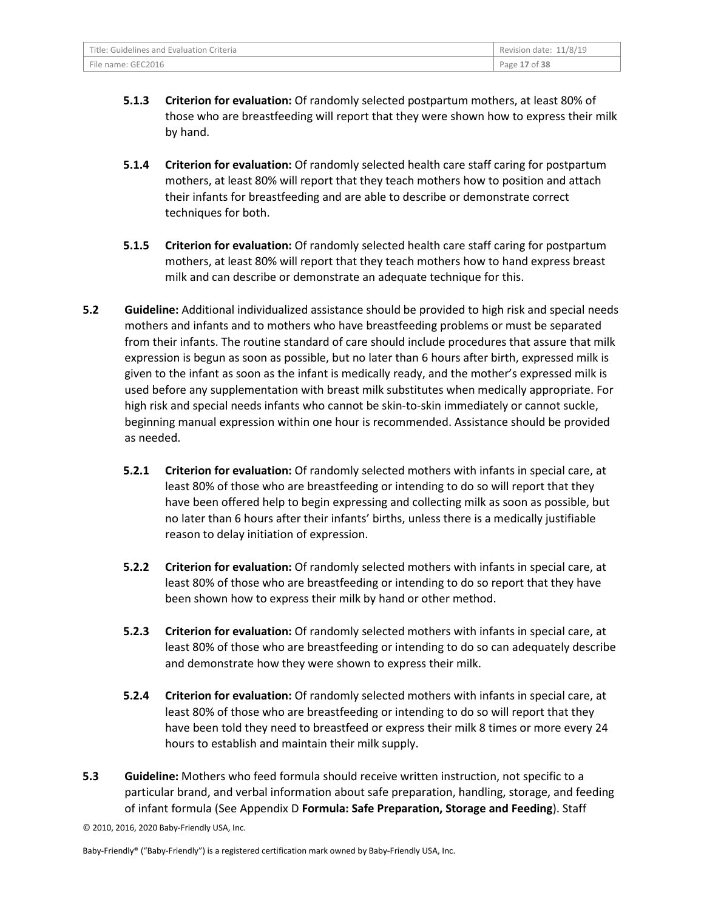**5.1.3 Criterion for evaluation:** Of randomly selected postpartum mothers, at least 80% of those who are breastfeeding will report that they were shown how to express their milk by hand.

**5.1.4 Criterion for evaluation:** Of randomly selected health care staff caring for postpartum mothers, at least 80% will report that they teach mothers how to position and attach their infants for breastfeeding and are able to describe or demonstrate correct techniques for both.

**5.1.5 Criterion for evaluation:** Of randomly selected health care staff caring for postpartum mothers, at least 80% will report that they teach mothers how to hand express breast milk and can describe or demonstrate an adequate technique for this.

**5.2 Guideline:** Additional individualized assistance should be provided to high risk and special needs mothers and infants and to mothers who have breastfeeding problems or must be separated from their infants. The routine standard of care should include procedures that assure that milk expression is begun as soon as possible, but no later than 6 hours after birth, expressed milk is given to the infant as soon as the infant is medically ready, and the mother's expressed milk is used before any supplementation with breast milk substitutes when medically appropriate. For high risk and special needs infants who cannot be skin-to-skin immediately or cannot suckle, beginning manual expression within one hour is recommended. Assistance should be provided as needed.

**5.2.1 Criterion for evaluation:** Of randomly selected mothers with infants in special care, at least 80% of those who are breastfeeding or intending to do so will report that they have been offered help to begin expressing and collecting milk as soon as possible, but no later than 6 hours after their infants' births, unless there is a medically justifiable reason to delay initiation of expression.

**5.2.2 Criterion for evaluation:** Of randomly selected mothers with infants in special care, at least 80% of those who are breastfeeding or intending to do so report that they have been shown how to express their milk by hand or other method.

**5.2.3 Criterion for evaluation:** Of randomly selected mothers with infants in special care, at least 80% of those who are breastfeeding or intending to do so can adequately describe and demonstrate how they were shown to express their milk.

**5.2.4 Criterion for evaluation:** Of randomly selected mothers with infants in special care, at least 80% of those who are breastfeeding or intending to do so will report that they have been told they need to breastfeed or express their milk 8 times or more every 24 hours to establish and maintain their milk supply.

**5.3 Guideline:** Mothers who feed formula should receive written instruction, not specific to a particular brand, and verbal information about safe preparation, handling, storage, and feeding of infant formula (See Appendix D **Formula: Safe Preparation, Storage and Feeding**). Staff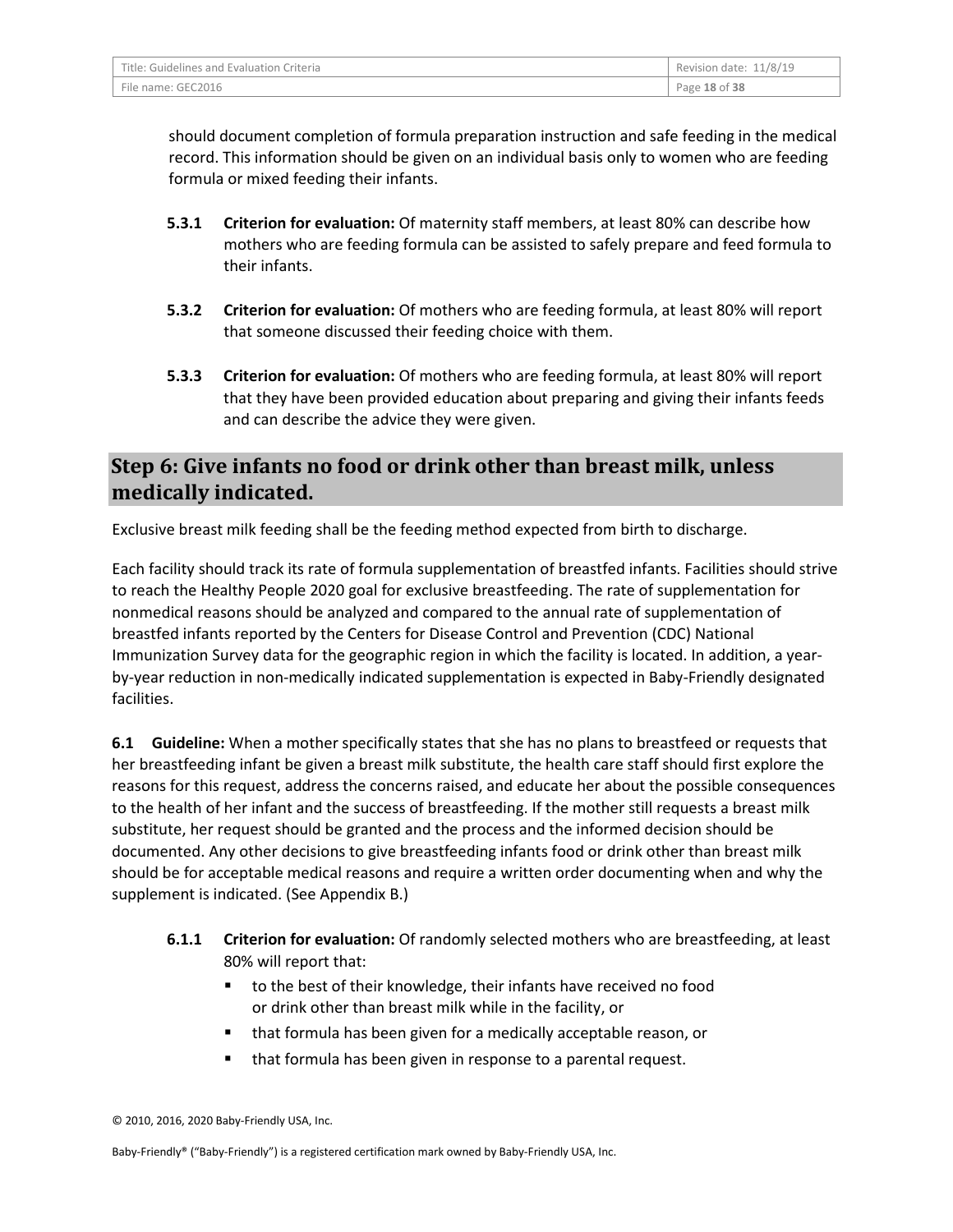should document completion of formula preparation instruction and safe feeding in the medical record. This information should be given on an individual basis only to women who are feeding formula or mixed feeding their infants.

**5.3.1 Criterion for evaluation:** Of maternity staff members, at least 80% can describe how mothers who are feeding formula can be assisted to safely prepare and feed formula to their infants.

**5.3.2 Criterion for evaluation:** Of mothers who are feeding formula, at least 80% will report that someone discussed their feeding choice with them.

**5.3.3 Criterion for evaluation:** Of mothers who are feeding formula, at least 80% will report that they have been provided education about preparing and giving their infants feeds and can describe the advice they were given.

## Step 6: Give infants no food or drink other than breast milk, unless medically indicated.

Exclusive breast milk feeding shall be the feeding method expected from birth to discharge.

Each facility should track its rate of formula supplementation of breastfed infants. Facilities should strive to reach the Healthy People 2020 goal for exclusive breastfeeding. The rate of supplementation for nonmedical reasons should be analyzed and compared to the annual rate of supplementation of breastfed infants reported by the Centers for Disease Control and Prevention (CDC) National Immunization Survey data for the geographic region in which the facility is located. In addition, a year-by-year reduction in non-medically indicated supplementation is expected in Baby-Friendly designated facilities.

**6.1 Guideline:** When a mother specifically states that she has no plans to breastfeed or requests that her breastfeeding infant be given a breast milk substitute, the health care staff should first explore the reasons for this request, address the concerns raised, and educate her about the possible consequences to the health of her infant and the success of breastfeeding. If the mother still requests a breast milk substitute, her request should be granted and the process and the informed decision should be documented. Any other decisions to give breastfeeding infants food or drink other than breast milk should be for acceptable medical reasons and require a written order documenting when and why the supplement is indicated. (See Appendix B.)

**6.1.1 Criterion for evaluation:** Of randomly selected mothers who are breastfeeding, at least 80% will report that:

- to the best of their knowledge, their infants have received no food or drink other than breast milk while in the facility, or
- that formula has been given for a medically acceptable reason, or
- that formula has been given in response to a parental request.

© 2010, 2016, 2020 Baby-Friendly USA, Inc.

Baby-Friendly® ("Baby-Friendly") is a registered certification mark owned by Baby-Friendly USA, Inc.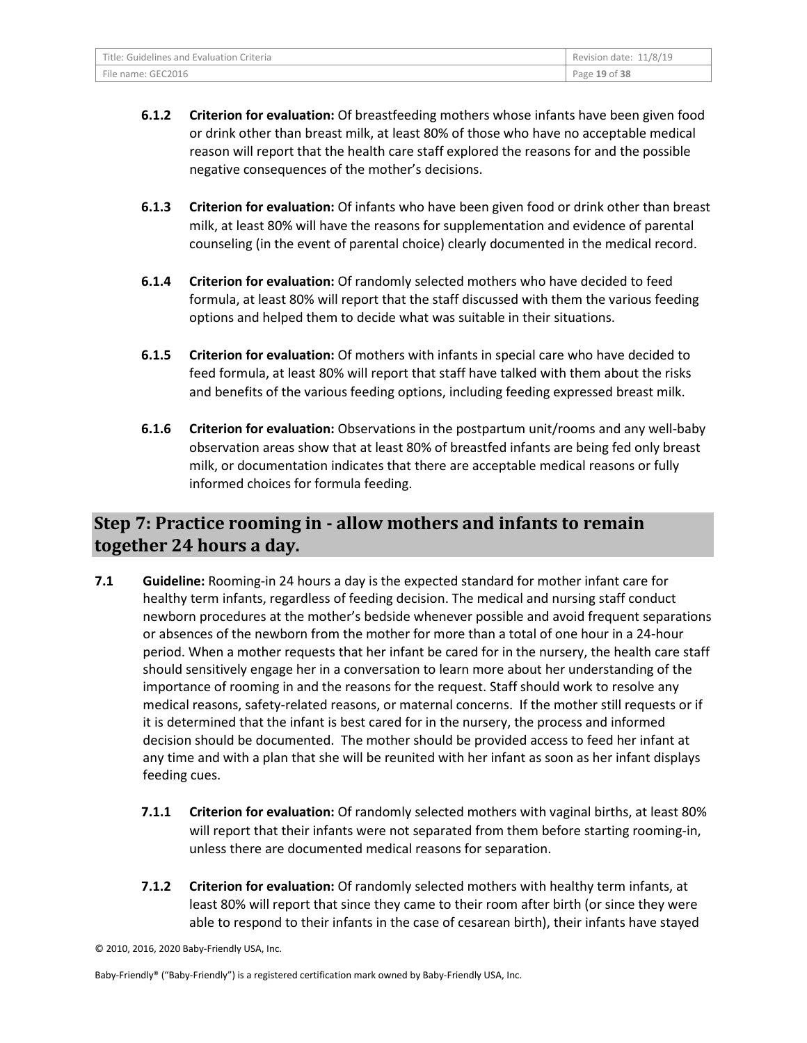**6.1.2 Criterion for evaluation:** Of breastfeeding mothers whose infants have been given food or drink other than breast milk, at least 80% of those who have no acceptable medical reason will report that the health care staff explored the reasons for and the possible negative consequences of the mother's decisions.

**6.1.3 Criterion for evaluation:** Of infants who have been given food or drink other than breast milk, at least 80% will have the reasons for supplementation and evidence of parental counseling (in the event of parental choice) clearly documented in the medical record.

**6.1.4 Criterion for evaluation:** Of randomly selected mothers who have decided to feed formula, at least 80% will report that the staff discussed with them the various feeding options and helped them to decide what was suitable in their situations.

**6.1.5 Criterion for evaluation:** Of mothers with infants in special care who have decided to feed formula, at least 80% will report that staff have talked with them about the risks and benefits of the various feeding options, including feeding expressed breast milk.

**6.1.6 Criterion for evaluation:** Observations in the postpartum unit/rooms and any well-baby observation areas show that at least 80% of breastfed infants are being fed only breast milk, or documentation indicates that there are acceptable medical reasons or fully informed choices for formula feeding.

## Step 7: Practice rooming in - allow mothers and infants to remain together 24 hours a day.

**7.1 Guideline:** Rooming-in 24 hours a day is the expected standard for mother infant care for healthy term infants, regardless of feeding decision. The medical and nursing staff conduct newborn procedures at the mother's bedside whenever possible and avoid frequent separations or absences of the newborn from the mother for more than a total of one hour in a 24-hour period. When a mother requests that her infant be cared for in the nursery, the health care staff should sensitively engage her in a conversation to learn more about her understanding of the importance of rooming in and the reasons for the request. Staff should work to resolve any medical reasons, safety-related reasons, or maternal concerns. If the mother still requests or if it is determined that the infant is best cared for in the nursery, the process and informed decision should be documented. The mother should be provided access to feed her infant at any time and with a plan that she will be reunited with her infant as soon as her infant displays feeding cues.

**7.1.1 Criterion for evaluation:** Of randomly selected mothers with vaginal births, at least 80% will report that their infants were not separated from them before starting rooming-in, unless there are documented medical reasons for separation.

**7.1.2 Criterion for evaluation:** Of randomly selected mothers with healthy term infants, at least 80% will report that since they came to their room after birth (or since they were able to respond to their infants in the case of cesarean birth), their infants have stayed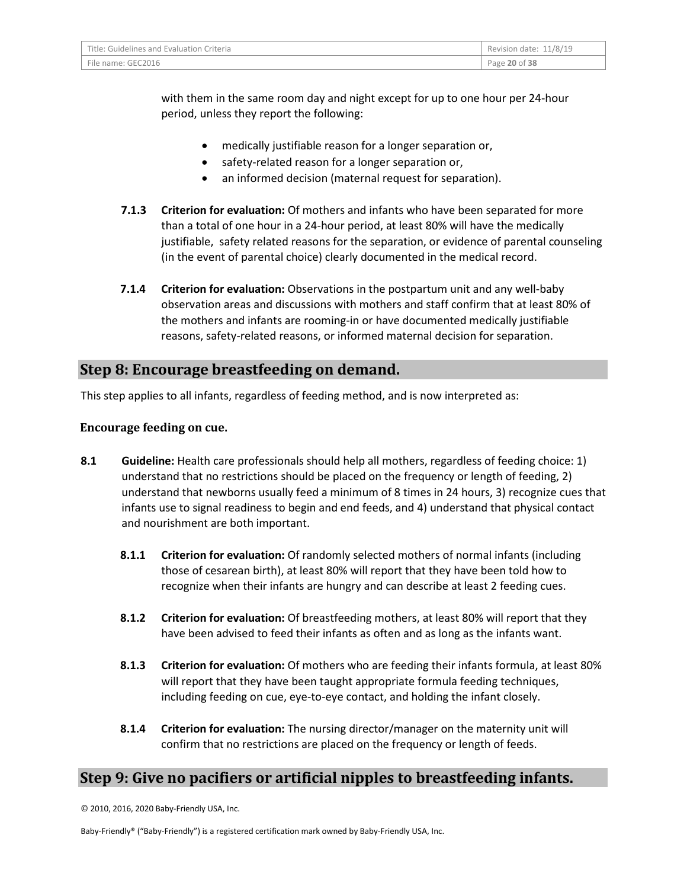with them in the same room day and night except for up to one hour per 24-hour period, unless they report the following:

- medically justifiable reason for a longer separation or,
- safety-related reason for a longer separation or,
- an informed decision (maternal request for separation).

**7.1.3** **Criterion for evaluation:** Of mothers and infants who have been separated for more than a total of one hour in a 24-hour period, at least 80% will have the medically justifiable, safety related reasons for the separation, or evidence of parental counseling (in the event of parental choice) clearly documented in the medical record.

**7.1.4** **Criterion for evaluation:** Observations in the postpartum unit and any well-baby observation areas and discussions with mothers and staff confirm that at least 80% of the mothers and infants are rooming-in or have documented medically justifiable reasons, safety-related reasons, or informed maternal decision for separation.

## Step 8: Encourage breastfeeding on demand.

This step applies to all infants, regardless of feeding method, and is now interpreted as:

**Encourage feeding on cue.**

**8.1** **Guideline:** Health care professionals should help all mothers, regardless of feeding choice: 1) understand that no restrictions should be placed on the frequency or length of feeding, 2) understand that newborns usually feed a minimum of 8 times in 24 hours, 3) recognize cues that infants use to signal readiness to begin and end feeds, and 4) understand that physical contact and nourishment are both important.

**8.1.1** **Criterion for evaluation:** Of randomly selected mothers of normal infants (including those of cesarean birth), at least 80% will report that they have been told how to recognize when their infants are hungry and can describe at least 2 feeding cues.

**8.1.2** **Criterion for evaluation:** Of breastfeeding mothers, at least 80% will report that they have been advised to feed their infants as often and as long as the infants want.

**8.1.3** **Criterion for evaluation:** Of mothers who are feeding their infants formula, at least 80% will report that they have been taught appropriate formula feeding techniques, including feeding on cue, eye-to-eye contact, and holding the infant closely.

**8.1.4** **Criterion for evaluation:** The nursing director/manager on the maternity unit will confirm that no restrictions are placed on the frequency or length of feeds.

## Step 9: Give no pacifiers or artificial nipples to breastfeeding infants.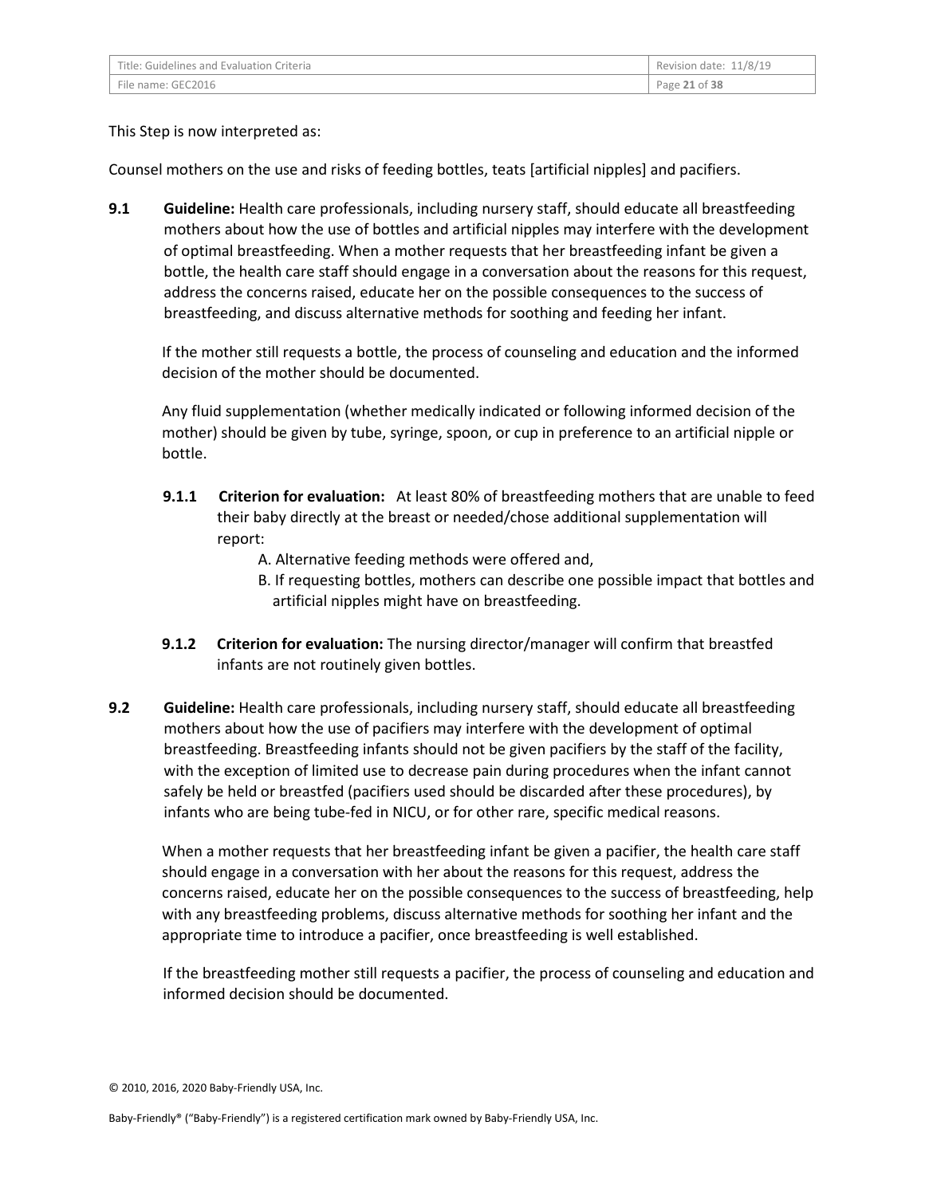This Step is now interpreted as:

Counsel mothers on the use and risks of feeding bottles, teats [artificial nipples] and pacifiers.

**9.1** **Guideline:** Health care professionals, including nursery staff, should educate all breastfeeding mothers about how the use of bottles and artificial nipples may interfere with the development of optimal breastfeeding. When a mother requests that her breastfeeding infant be given a bottle, the health care staff should engage in a conversation about the reasons for this request, address the concerns raised, educate her on the possible consequences to the success of breastfeeding, and discuss alternative methods for soothing and feeding her infant.

If the mother still requests a bottle, the process of counseling and education and the informed decision of the mother should be documented.

Any fluid supplementation (whether medically indicated or following informed decision of the mother) should be given by tube, syringe, spoon, or cup in preference to an artificial nipple or bottle.

**9.1.1** **Criterion for evaluation:** At least 80% of breastfeeding mothers that are unable to feed their baby directly at the breast or needed/chose additional supplementation will report:

A. Alternative feeding methods were offered and,
B. If requesting bottles, mothers can describe one possible impact that bottles and artificial nipples might have on breastfeeding.

**9.1.2** **Criterion for evaluation:** The nursing director/manager will confirm that breastfed infants are not routinely given bottles.

**9.2** **Guideline:** Health care professionals, including nursery staff, should educate all breastfeeding mothers about how the use of pacifiers may interfere with the development of optimal breastfeeding. Breastfeeding infants should not be given pacifiers by the staff of the facility, with the exception of limited use to decrease pain during procedures when the infant cannot safely be held or breastfed (pacifiers used should be discarded after these procedures), by infants who are being tube-fed in NICU, or for other rare, specific medical reasons.

When a mother requests that her breastfeeding infant be given a pacifier, the health care staff should engage in a conversation with her about the reasons for this request, address the concerns raised, educate her on the possible consequences to the success of breastfeeding, help with any breastfeeding problems, discuss alternative methods for soothing her infant and the appropriate time to introduce a pacifier, once breastfeeding is well established.

If the breastfeeding mother still requests a pacifier, the process of counseling and education and informed decision should be documented.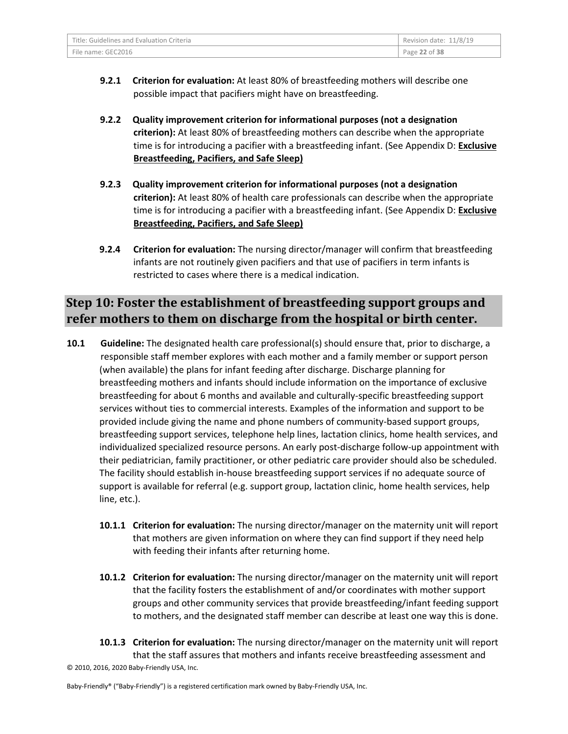**9.2.1 Criterion for evaluation:** At least 80% of breastfeeding mothers will describe one possible impact that pacifiers might have on breastfeeding.

**9.2.2 Quality improvement criterion for informational purposes (not a designation criterion):** At least 80% of breastfeeding mothers can describe when the appropriate time is for introducing a pacifier with a breastfeeding infant. (See Appendix D: **Exclusive Breastfeeding, Pacifiers, and Safe Sleep)**

**9.2.3 Quality improvement criterion for informational purposes (not a designation criterion):** At least 80% of health care professionals can describe when the appropriate time is for introducing a pacifier with a breastfeeding infant. (See Appendix D: **Exclusive Breastfeeding, Pacifiers, and Safe Sleep)**

**9.2.4 Criterion for evaluation:** The nursing director/manager will confirm that breastfeeding infants are not routinely given pacifiers and that use of pacifiers in term infants is restricted to cases where there is a medical indication.

## Step 10: Foster the establishment of breastfeeding support groups and refer mothers to them on discharge from the hospital or birth center.

**10.1 Guideline:** The designated health care professional(s) should ensure that, prior to discharge, a responsible staff member explores with each mother and a family member or support person (when available) the plans for infant feeding after discharge. Discharge planning for breastfeeding mothers and infants should include information on the importance of exclusive breastfeeding for about 6 months and available and culturally-specific breastfeeding support services without ties to commercial interests. Examples of the information and support to be provided include giving the name and phone numbers of community-based support groups, breastfeeding support services, telephone help lines, lactation clinics, home health services, and individualized specialized resource persons. An early post-discharge follow-up appointment with their pediatrician, family practitioner, or other pediatric care provider should also be scheduled. The facility should establish in-house breastfeeding support services if no adequate source of support is available for referral (e.g. support group, lactation clinic, home health services, help line, etc.).

**10.1.1 Criterion for evaluation:** The nursing director/manager on the maternity unit will report that mothers are given information on where they can find support if they need help with feeding their infants after returning home.

**10.1.2 Criterion for evaluation:** The nursing director/manager on the maternity unit will report that the facility fosters the establishment of and/or coordinates with mother support groups and other community services that provide breastfeeding/infant feeding support to mothers, and the designated staff member can describe at least one way this is done.

**10.1.3 Criterion for evaluation:** The nursing director/manager on the maternity unit will report that the staff assures that mothers and infants receive breastfeeding assessment and

© 2010, 2016, 2020 Baby-Friendly USA, Inc.

Baby-Friendly® ("Baby-Friendly") is a registered certification mark owned by Baby-Friendly USA, Inc.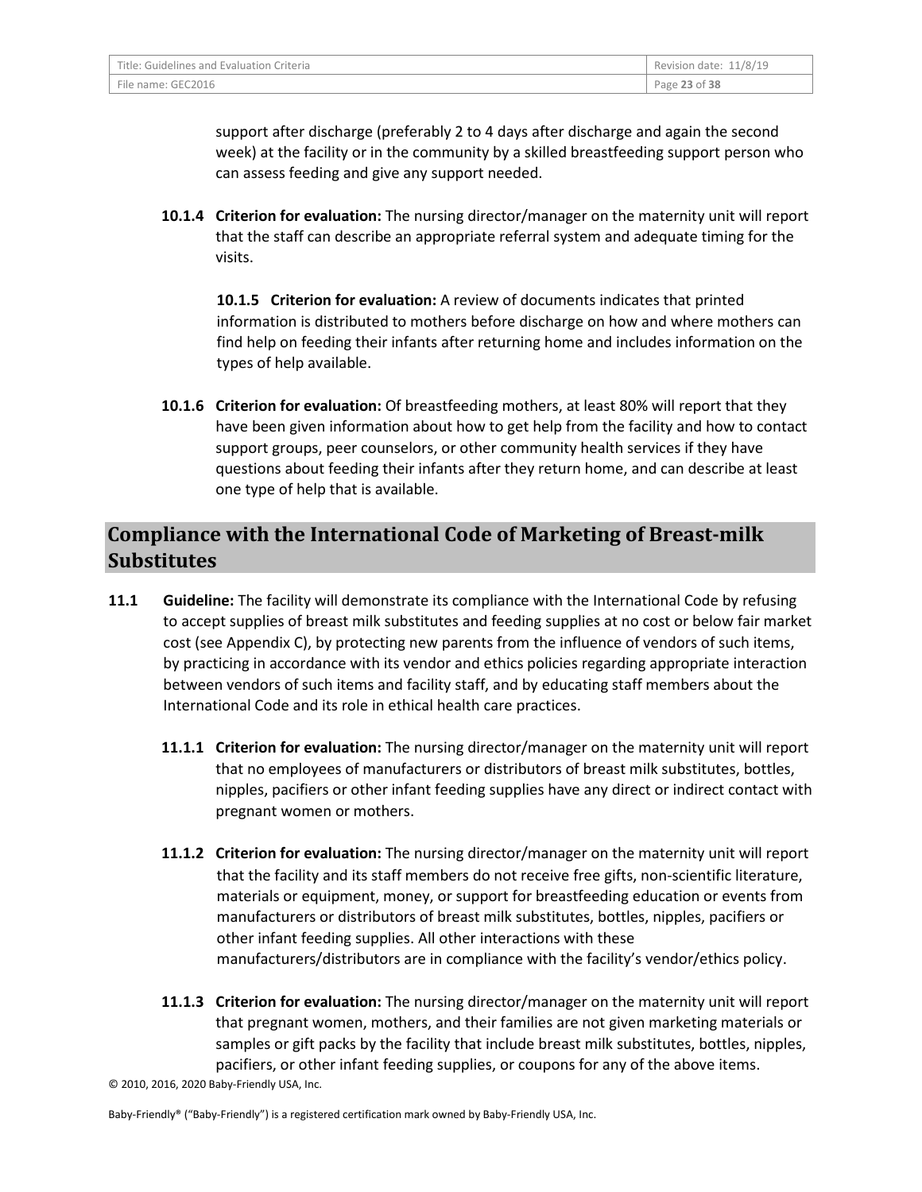support after discharge (preferably 2 to 4 days after discharge and again the second week) at the facility or in the community by a skilled breastfeeding support person who can assess feeding and give any support needed.

**10.1.4 Criterion for evaluation:** The nursing director/manager on the maternity unit will report that the staff can describe an appropriate referral system and adequate timing for the visits.

**10.1.5 Criterion for evaluation:** A review of documents indicates that printed information is distributed to mothers before discharge on how and where mothers can find help on feeding their infants after returning home and includes information on the types of help available.

**10.1.6 Criterion for evaluation:** Of breastfeeding mothers, at least 80% will report that they have been given information about how to get help from the facility and how to contact support groups, peer counselors, or other community health services if they have questions about feeding their infants after they return home, and can describe at least one type of help that is available.

## Compliance with the International Code of Marketing of Breast-milk Substitutes

**11.1 Guideline:** The facility will demonstrate its compliance with the International Code by refusing to accept supplies of breast milk substitutes and feeding supplies at no cost or below fair market cost (see Appendix C), by protecting new parents from the influence of vendors of such items, by practicing in accordance with its vendor and ethics policies regarding appropriate interaction between vendors of such items and facility staff, and by educating staff members about the International Code and its role in ethical health care practices.

**11.1.1 Criterion for evaluation:** The nursing director/manager on the maternity unit will report that no employees of manufacturers or distributors of breast milk substitutes, bottles, nipples, pacifiers or other infant feeding supplies have any direct or indirect contact with pregnant women or mothers.

**11.1.2 Criterion for evaluation:** The nursing director/manager on the maternity unit will report that the facility and its staff members do not receive free gifts, non-scientific literature, materials or equipment, money, or support for breastfeeding education or events from manufacturers or distributors of breast milk substitutes, bottles, nipples, pacifiers or other infant feeding supplies. All other interactions with these manufacturers/distributors are in compliance with the facility's vendor/ethics policy.

**11.1.3 Criterion for evaluation:** The nursing director/manager on the maternity unit will report that pregnant women, mothers, and their families are not given marketing materials or samples or gift packs by the facility that include breast milk substitutes, bottles, nipples, pacifiers, or other infant feeding supplies, or coupons for any of the above items.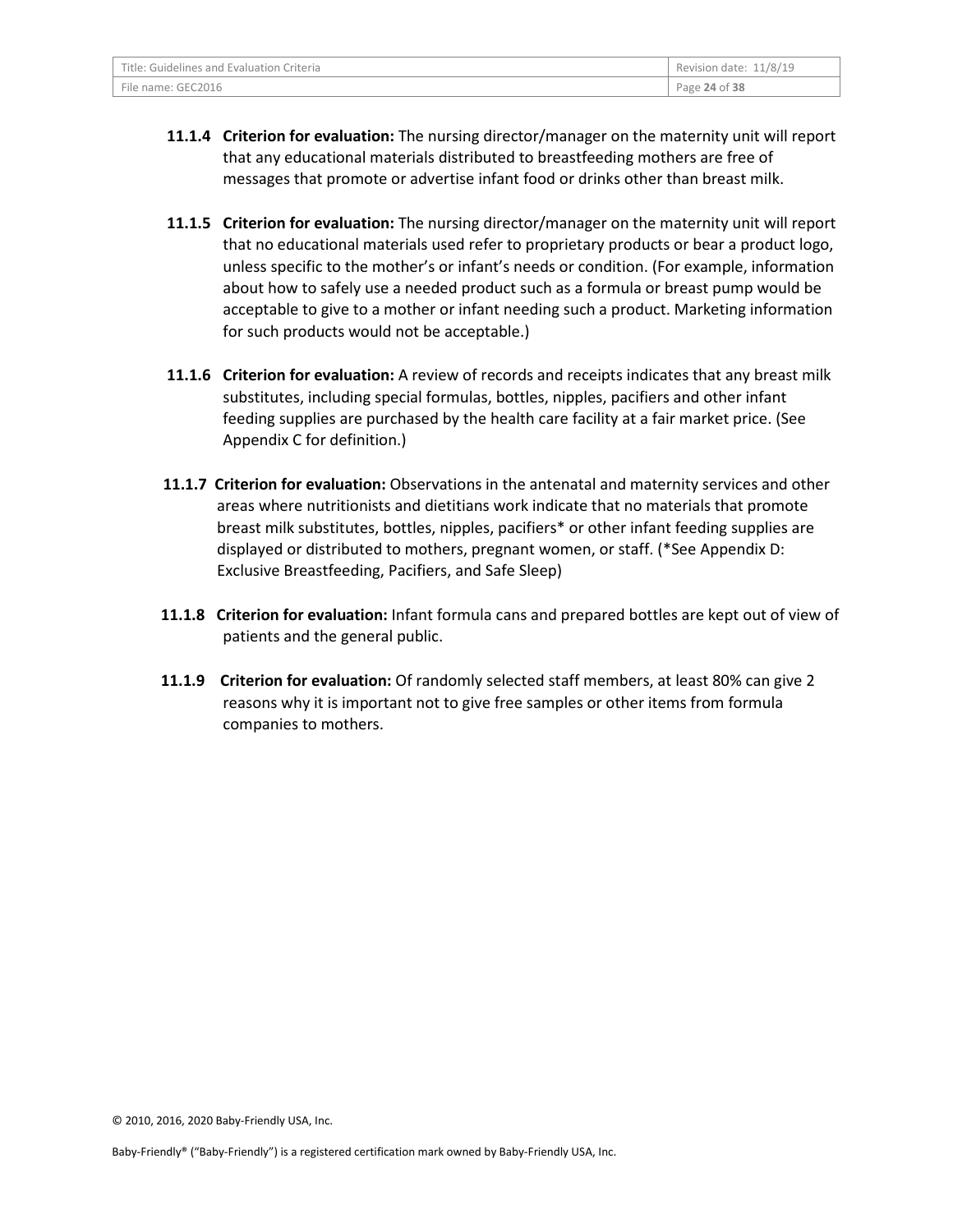**11.1.4 Criterion for evaluation:** The nursing director/manager on the maternity unit will report that any educational materials distributed to breastfeeding mothers are free of messages that promote or advertise infant food or drinks other than breast milk.

**11.1.5 Criterion for evaluation:** The nursing director/manager on the maternity unit will report that no educational materials used refer to proprietary products or bear a product logo, unless specific to the mother's or infant's needs or condition. (For example, information about how to safely use a needed product such as a formula or breast pump would be acceptable to give to a mother or infant needing such a product. Marketing information for such products would not be acceptable.)

**11.1.6 Criterion for evaluation:** A review of records and receipts indicates that any breast milk substitutes, including special formulas, bottles, nipples, pacifiers and other infant feeding supplies are purchased by the health care facility at a fair market price. (See Appendix C for definition.)

**11.1.7 Criterion for evaluation:** Observations in the antenatal and maternity services and other areas where nutritionists and dietitians work indicate that no materials that promote breast milk substitutes, bottles, nipples, pacifiers* or other infant feeding supplies are displayed or distributed to mothers, pregnant women, or staff. (*See Appendix D: Exclusive Breastfeeding, Pacifiers, and Safe Sleep)

**11.1.8 Criterion for evaluation:** Infant formula cans and prepared bottles are kept out of view of patients and the general public.

**11.1.9 Criterion for evaluation:** Of randomly selected staff members, at least 80% can give 2 reasons why it is important not to give free samples or other items from formula companies to mothers.

© 2010, 2016, 2020 Baby-Friendly USA, Inc.

Baby-Friendly® ("Baby-Friendly") is a registered certification mark owned by Baby-Friendly USA, Inc.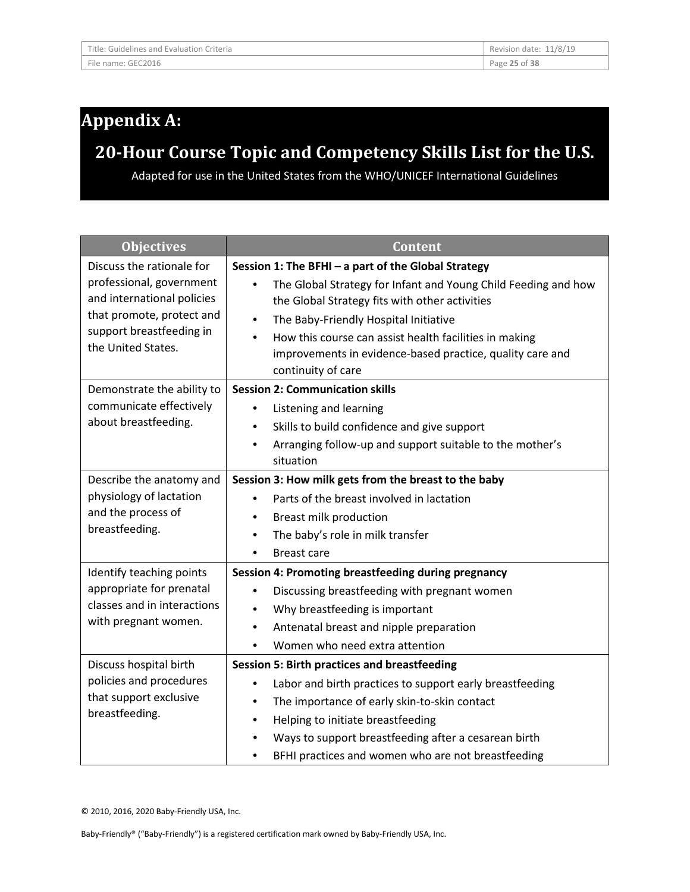# Appendix A:

## 20-Hour Course Topic and Competency Skills List for the U.S.

Adapted for use in the United States from the WHO/UNICEF International Guidelines

| Objectives | Content |
| --- | --- |
| Discuss the rationale for professional, government and international policies that promote, protect and support breastfeeding in the United States. | **Session 1: The BFHI – a part of the Global Strategy**<br>• The Global Strategy for Infant and Young Child Feeding and how the Global Strategy fits with other activities<br>• The Baby-Friendly Hospital Initiative<br>• How this course can assist health facilities in making improvements in evidence-based practice, quality care and continuity of care |
| Demonstrate the ability to communicate effectively about breastfeeding. | **Session 2: Communication skills**<br>• Listening and learning<br>• Skills to build confidence and give support<br>• Arranging follow-up and support suitable to the mother's situation |
| Describe the anatomy and physiology of lactation and the process of breastfeeding. | **Session 3: How milk gets from the breast to the baby**<br>• Parts of the breast involved in lactation<br>• Breast milk production<br>• The baby's role in milk transfer<br>• Breast care |
| Identify teaching points appropriate for prenatal classes and in interactions with pregnant women. | **Session 4: Promoting breastfeeding during pregnancy**<br>• Discussing breastfeeding with pregnant women<br>• Why breastfeeding is important<br>• Antenatal breast and nipple preparation<br>• Women who need extra attention |
| Discuss hospital birth policies and procedures that support exclusive breastfeeding. | **Session 5: Birth practices and breastfeeding**<br>• Labor and birth practices to support early breastfeeding<br>• The importance of early skin-to-skin contact<br>• Helping to initiate breastfeeding<br>• Ways to support breastfeeding after a cesarean birth<br>• BFHI practices and women who are not breastfeeding |

© 2010, 2016, 2020 Baby-Friendly USA, Inc.

Baby-Friendly® ("Baby-Friendly") is a registered certification mark owned by Baby-Friendly USA, Inc.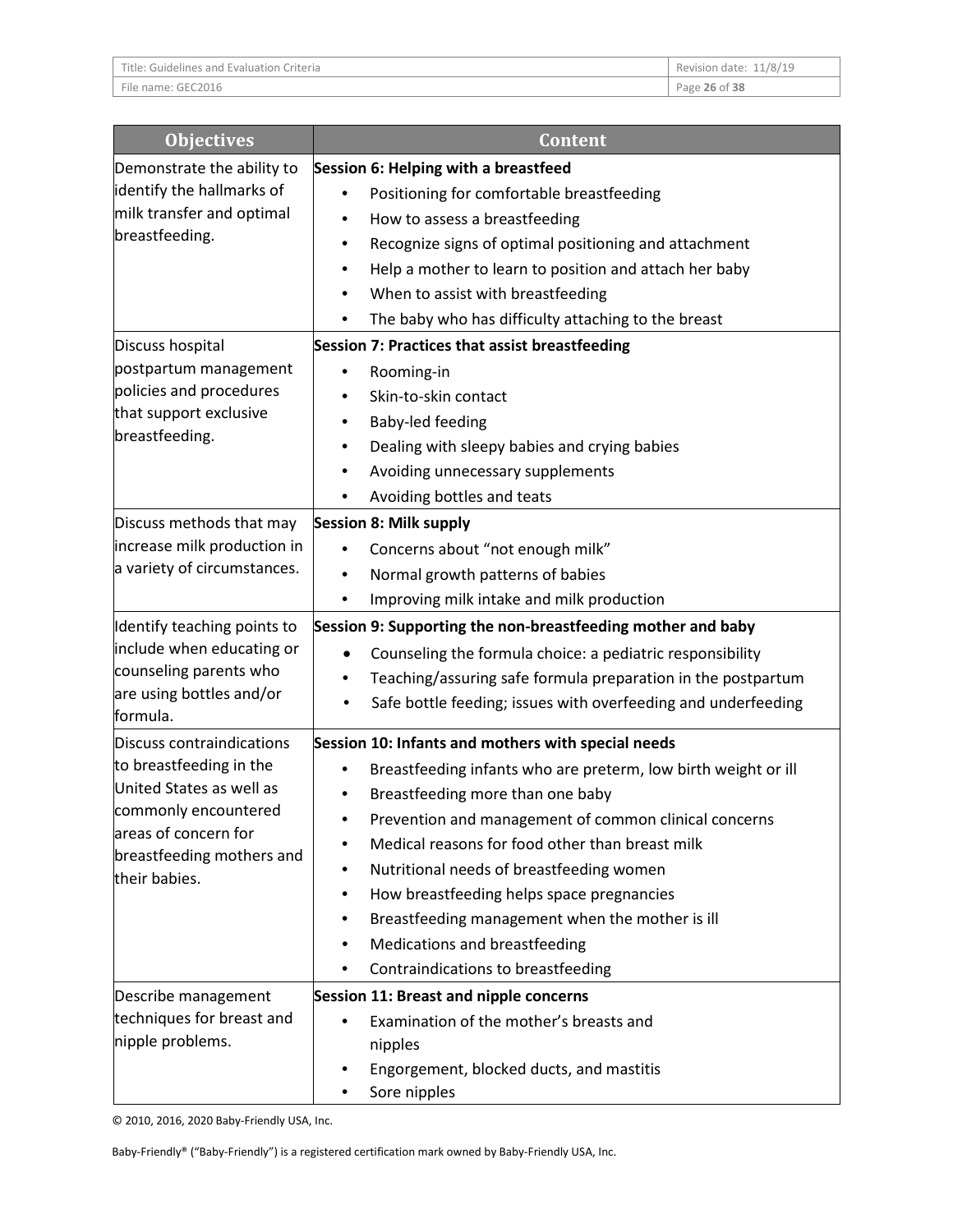| Objectives | Content |
|---|---|
| Demonstrate the ability to identify the hallmarks of milk transfer and optimal breastfeeding. | **Session 6: Helping with a breastfeed**<br>• Positioning for comfortable breastfeeding<br>• How to assess a breastfeeding<br>• Recognize signs of optimal positioning and attachment<br>• Help a mother to learn to position and attach her baby<br>• When to assist with breastfeeding<br>• The baby who has difficulty attaching to the breast |
| Discuss hospital postpartum management policies and procedures that support exclusive breastfeeding. | **Session 7: Practices that assist breastfeeding**<br>• Rooming-in<br>• Skin-to-skin contact<br>• Baby-led feeding<br>• Dealing with sleepy babies and crying babies<br>• Avoiding unnecessary supplements<br>• Avoiding bottles and teats |
| Discuss methods that may increase milk production in a variety of circumstances. | **Session 8: Milk supply**<br>• Concerns about "not enough milk"<br>• Normal growth patterns of babies<br>• Improving milk intake and milk production |
| Identify teaching points to include when educating or counseling parents who are using bottles and/or formula. | **Session 9: Supporting the non-breastfeeding mother and baby**<br>• Counseling the formula choice: a pediatric responsibility<br>• Teaching/assuring safe formula preparation in the postpartum<br>• Safe bottle feeding; issues with overfeeding and underfeeding |
| Discuss contraindications to breastfeeding in the United States as well as commonly encountered areas of concern for breastfeeding mothers and their babies. | **Session 10: Infants and mothers with special needs**<br>• Breastfeeding infants who are preterm, low birth weight or ill<br>• Breastfeeding more than one baby<br>• Prevention and management of common clinical concerns<br>• Medical reasons for food other than breast milk<br>• Nutritional needs of breastfeeding women<br>• How breastfeeding helps space pregnancies<br>• Breastfeeding management when the mother is ill<br>• Medications and breastfeeding<br>• Contraindications to breastfeeding |
| Describe management techniques for breast and nipple problems. | **Session 11: Breast and nipple concerns**<br>• Examination of the mother's breasts and nipples<br>• Engorgement, blocked ducts, and mastitis<br>• Sore nipples |

© 2010, 2016, 2020 Baby-Friendly USA, Inc.

Baby-Friendly® ("Baby-Friendly") is a registered certification mark owned by Baby-Friendly USA, Inc.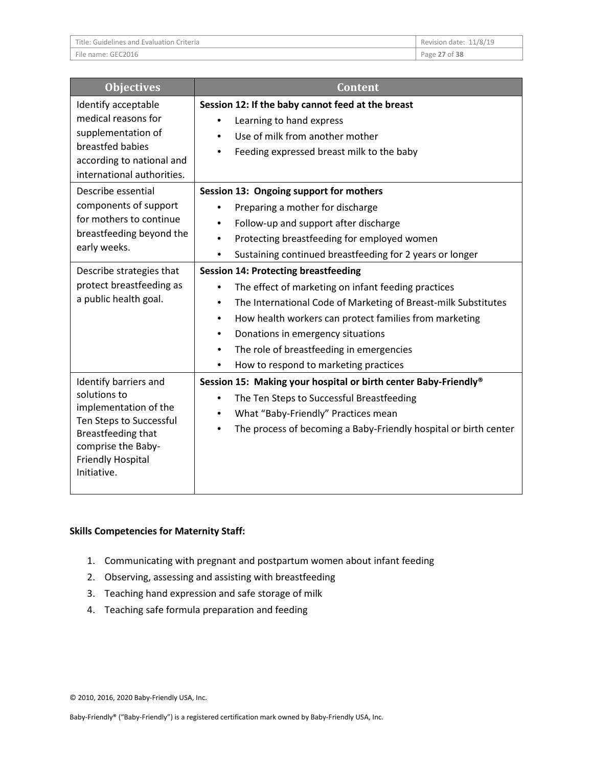| Objectives | Content |
|---|---|
| Identify acceptable medical reasons for supplementation of breastfed babies according to national and international authorities. | **Session 12: If the baby cannot feed at the breast**<br>• Learning to hand express<br>• Use of milk from another mother<br>• Feeding expressed breast milk to the baby |
| Describe essential components of support for mothers to continue breastfeeding beyond the early weeks. | **Session 13: Ongoing support for mothers**<br>• Preparing a mother for discharge<br>• Follow-up and support after discharge<br>• Protecting breastfeeding for employed women<br>• Sustaining continued breastfeeding for 2 years or longer |
| Describe strategies that protect breastfeeding as a public health goal. | **Session 14: Protecting breastfeeding**<br>• The effect of marketing on infant feeding practices<br>• The International Code of Marketing of Breast-milk Substitutes<br>• How health workers can protect families from marketing<br>• Donations in emergency situations<br>• The role of breastfeeding in emergencies<br>• How to respond to marketing practices |
| Identify barriers and solutions to implementation of the Ten Steps to Successful Breastfeeding that comprise the Baby-Friendly Hospital Initiative. | **Session 15: Making your hospital or birth center Baby-Friendly®**<br>• The Ten Steps to Successful Breastfeeding<br>• What "Baby-Friendly" Practices mean<br>• The process of becoming a Baby-Friendly hospital or birth center |

**Skills Competencies for Maternity Staff:**

1. Communicating with pregnant and postpartum women about infant feeding
2. Observing, assessing and assisting with breastfeeding
3. Teaching hand expression and safe storage of milk
4. Teaching safe formula preparation and feeding

© 2010, 2016, 2020 Baby-Friendly USA, Inc.

Baby-Friendly® ("Baby-Friendly") is a registered certification mark owned by Baby-Friendly USA, Inc.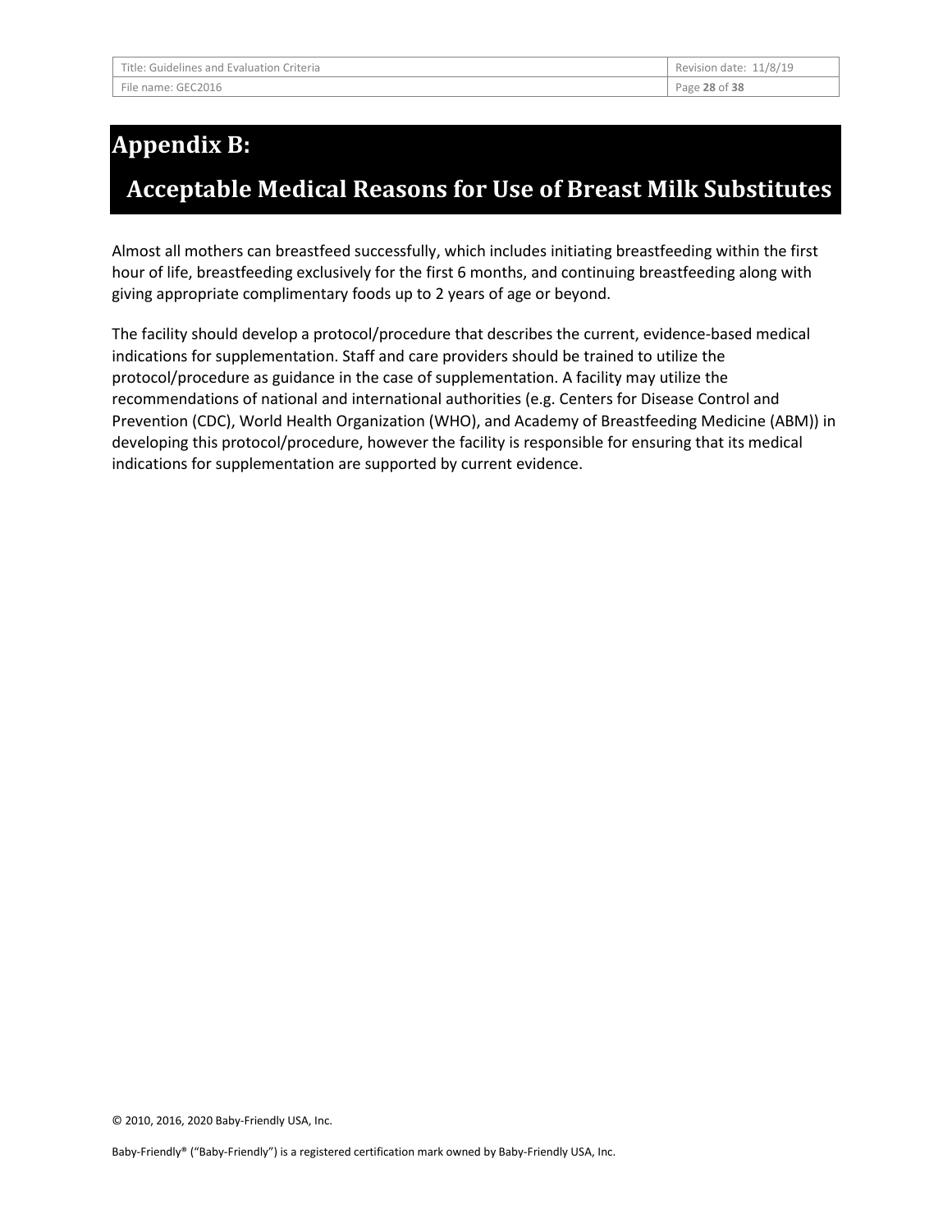# Appendix B:

## Acceptable Medical Reasons for Use of Breast Milk Substitutes

Almost all mothers can breastfeed successfully, which includes initiating breastfeeding within the first hour of life, breastfeeding exclusively for the first 6 months, and continuing breastfeeding along with giving appropriate complimentary foods up to 2 years of age or beyond.

The facility should develop a protocol/procedure that describes the current, evidence-based medical indications for supplementation. Staff and care providers should be trained to utilize the protocol/procedure as guidance in the case of supplementation. A facility may utilize the recommendations of national and international authorities (e.g. Centers for Disease Control and Prevention (CDC), World Health Organization (WHO), and Academy of Breastfeeding Medicine (ABM)) in developing this protocol/procedure, however the facility is responsible for ensuring that its medical indications for supplementation are supported by current evidence.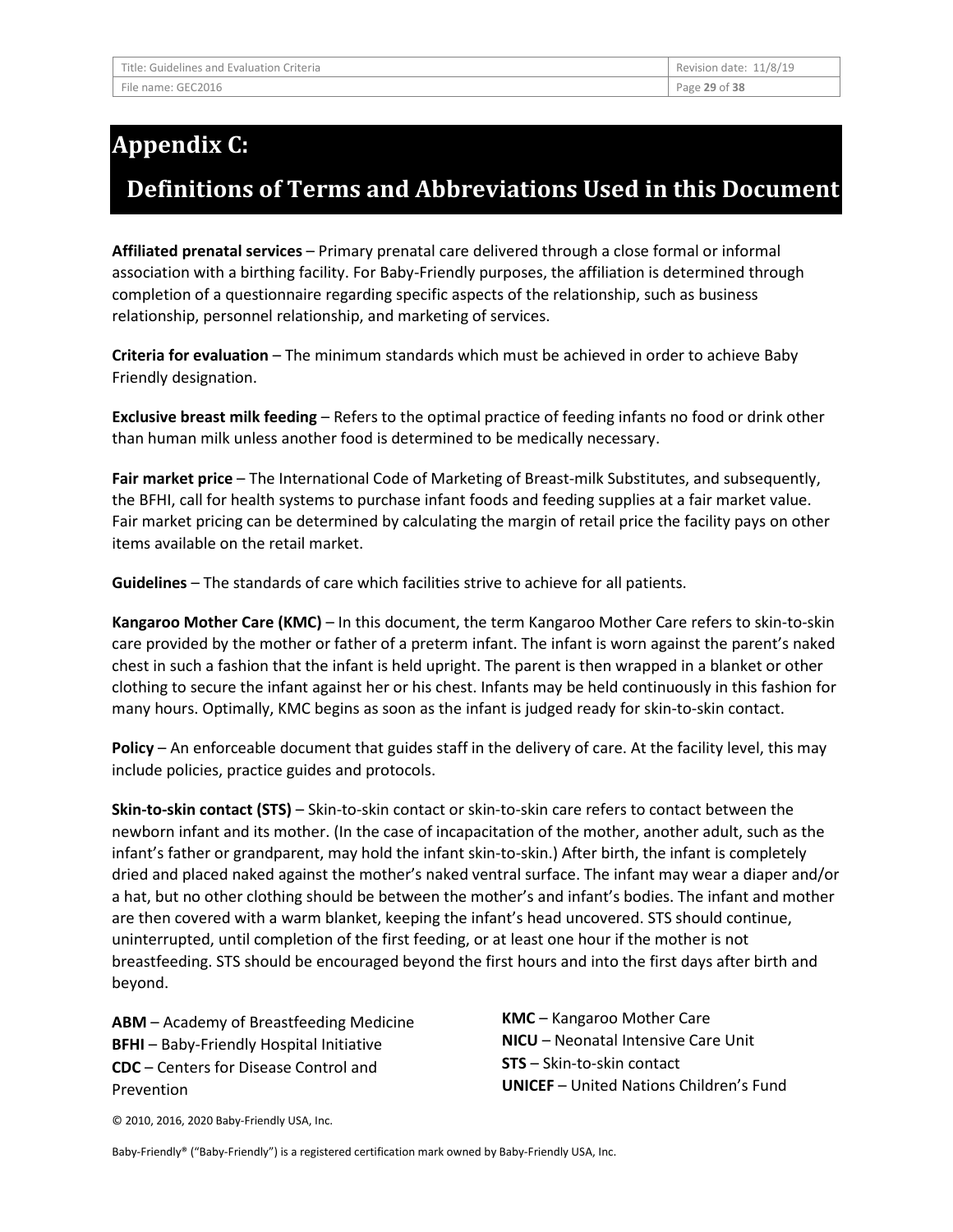# Appendix C:

## Definitions of Terms and Abbreviations Used in this Document

**Affiliated prenatal services** – Primary prenatal care delivered through a close formal or informal association with a birthing facility. For Baby-Friendly purposes, the affiliation is determined through completion of a questionnaire regarding specific aspects of the relationship, such as business relationship, personnel relationship, and marketing of services.

**Criteria for evaluation** – The minimum standards which must be achieved in order to achieve Baby Friendly designation.

**Exclusive breast milk feeding** – Refers to the optimal practice of feeding infants no food or drink other than human milk unless another food is determined to be medically necessary.

**Fair market price** – The International Code of Marketing of Breast-milk Substitutes, and subsequently, the BFHI, call for health systems to purchase infant foods and feeding supplies at a fair market value. Fair market pricing can be determined by calculating the margin of retail price the facility pays on other items available on the retail market.

**Guidelines** – The standards of care which facilities strive to achieve for all patients.

**Kangaroo Mother Care (KMC)** – In this document, the term Kangaroo Mother Care refers to skin-to-skin care provided by the mother or father of a preterm infant. The infant is worn against the parent's naked chest in such a fashion that the infant is held upright. The parent is then wrapped in a blanket or other clothing to secure the infant against her or his chest. Infants may be held continuously in this fashion for many hours. Optimally, KMC begins as soon as the infant is judged ready for skin-to-skin contact.

**Policy** – An enforceable document that guides staff in the delivery of care. At the facility level, this may include policies, practice guides and protocols.

**Skin-to-skin contact (STS)** – Skin-to-skin contact or skin-to-skin care refers to contact between the newborn infant and its mother. (In the case of incapacitation of the mother, another adult, such as the infant's father or grandparent, may hold the infant skin-to-skin.) After birth, the infant is completely dried and placed naked against the mother's naked ventral surface. The infant may wear a diaper and/or a hat, but no other clothing should be between the mother's and infant's bodies. The infant and mother are then covered with a warm blanket, keeping the infant's head uncovered. STS should continue, uninterrupted, until completion of the first feeding, or at least one hour if the mother is not breastfeeding. STS should be encouraged beyond the first hours and into the first days after birth and beyond.

**ABM** – Academy of Breastfeeding Medicine
**BFHI** – Baby-Friendly Hospital Initiative
**CDC** – Centers for Disease Control and Prevention
**KMC** – Kangaroo Mother Care
**NICU** – Neonatal Intensive Care Unit
**STS** – Skin-to-skin contact
**UNICEF** – United Nations Children's Fund

© 2010, 2016, 2020 Baby-Friendly USA, Inc.

Baby-Friendly® ("Baby-Friendly") is a registered certification mark owned by Baby-Friendly USA, Inc.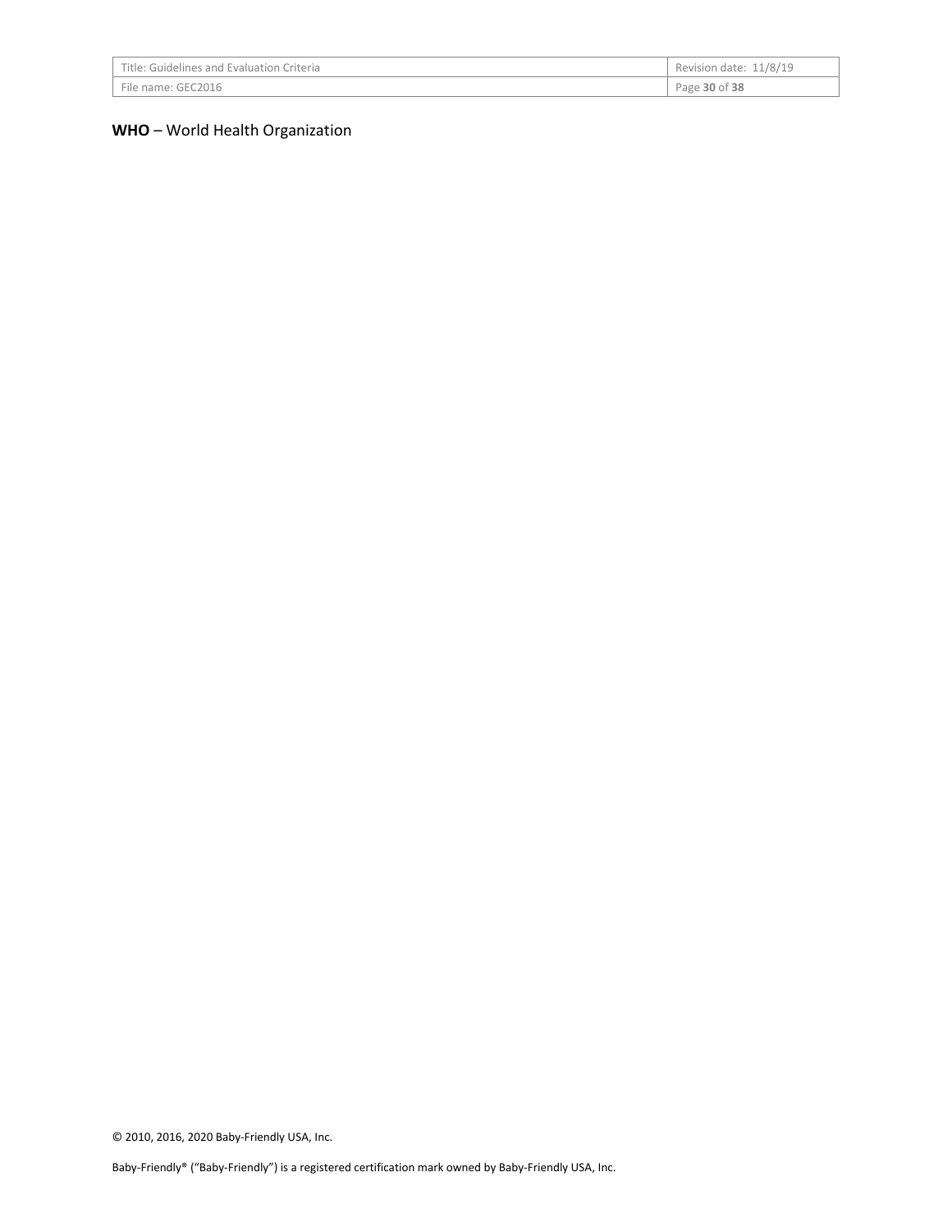**WHO** – World Health Organization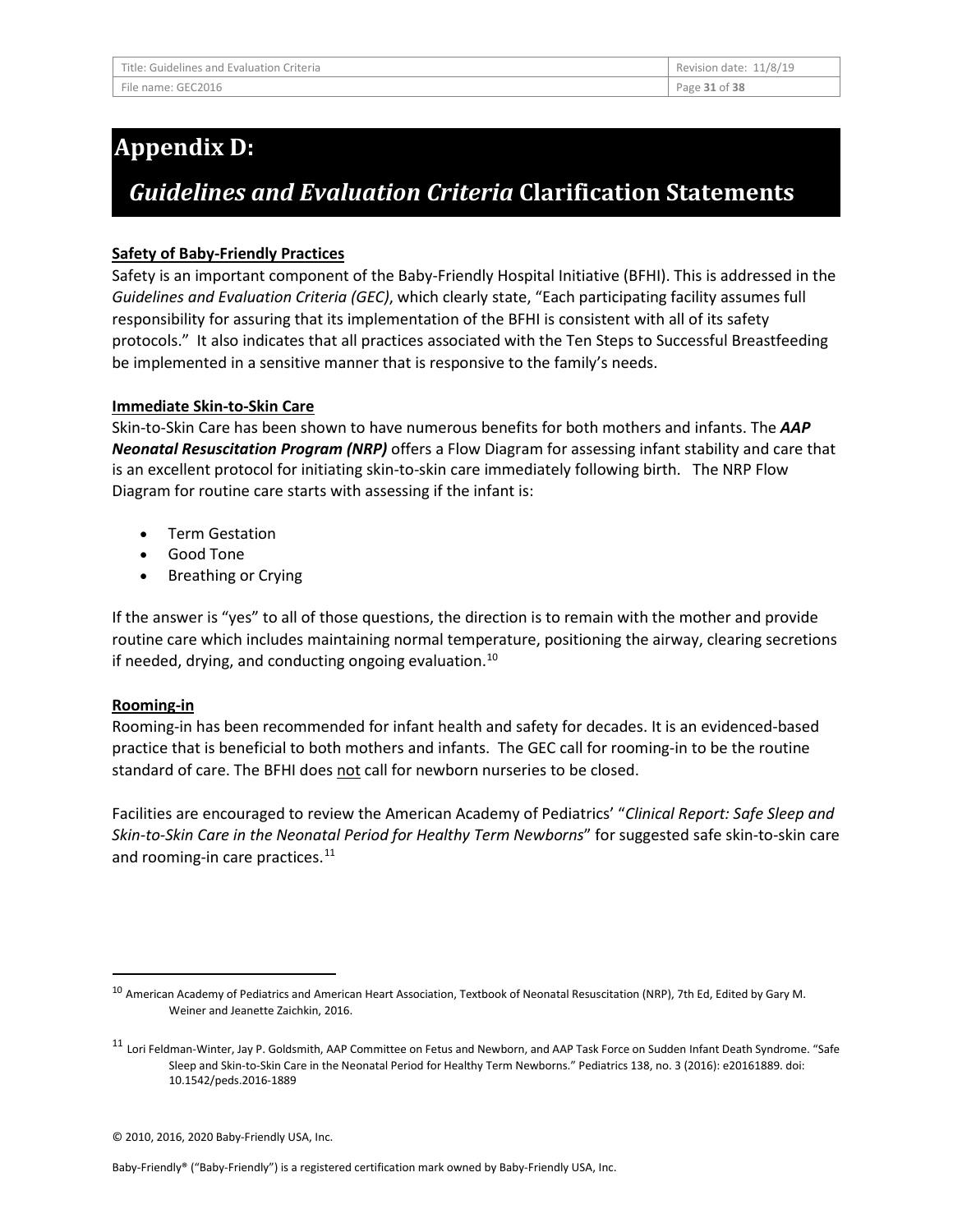# Appendix D:

# *Guidelines and Evaluation Criteria* Clarification Statements

**Safety of Baby-Friendly Practices**

Safety is an important component of the Baby-Friendly Hospital Initiative (BFHI). This is addressed in the *Guidelines and Evaluation Criteria (GEC)*, which clearly state, "Each participating facility assumes full responsibility for assuring that its implementation of the BFHI is consistent with all of its safety protocols." It also indicates that all practices associated with the Ten Steps to Successful Breastfeeding be implemented in a sensitive manner that is responsive to the family's needs.

**Immediate Skin-to-Skin Care**

Skin-to-Skin Care has been shown to have numerous benefits for both mothers and infants. The ***AAP Neonatal Resuscitation Program (NRP)*** offers a Flow Diagram for assessing infant stability and care that is an excellent protocol for initiating skin-to-skin care immediately following birth. The NRP Flow Diagram for routine care starts with assessing if the infant is:

- Term Gestation
- Good Tone
- Breathing or Crying

If the answer is "yes" to all of those questions, the direction is to remain with the mother and provide routine care which includes maintaining normal temperature, positioning the airway, clearing secretions if needed, drying, and conducting ongoing evaluation.[10]

**Rooming-in**

Rooming-in has been recommended for infant health and safety for decades. It is an evidenced-based practice that is beneficial to both mothers and infants. The GEC call for rooming-in to be the routine standard of care. The BFHI does not call for newborn nurseries to be closed.

Facilities are encouraged to review the American Academy of Pediatrics' "*Clinical Report: Safe Sleep and Skin-to-Skin Care in the Neonatal Period for Healthy Term Newborns*" for suggested safe skin-to-skin care and rooming-in care practices.[11]

---

[10] American Academy of Pediatrics and American Heart Association, Textbook of Neonatal Resuscitation (NRP), 7th Ed, Edited by Gary M. Weiner and Jeanette Zaichkin, 2016.

[11] Lori Feldman-Winter, Jay P. Goldsmith, AAP Committee on Fetus and Newborn, and AAP Task Force on Sudden Infant Death Syndrome. "Safe Sleep and Skin-to-Skin Care in the Neonatal Period for Healthy Term Newborns." Pediatrics 138, no. 3 (2016): e20161889. doi: 10.1542/peds.2016-1889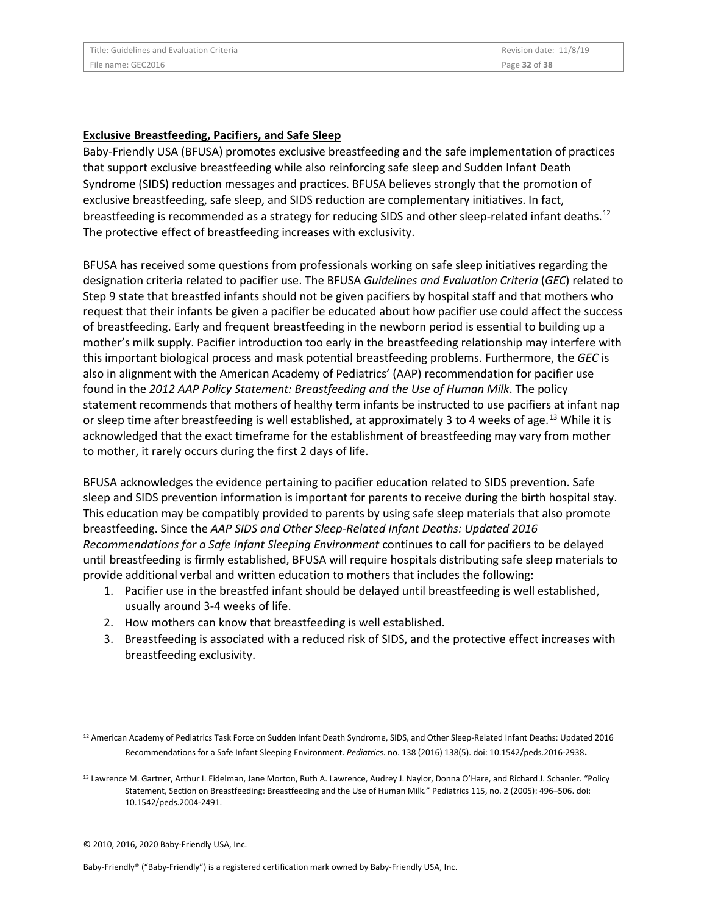**Exclusive Breastfeeding, Pacifiers, and Safe Sleep**

Baby-Friendly USA (BFUSA) promotes exclusive breastfeeding and the safe implementation of practices that support exclusive breastfeeding while also reinforcing safe sleep and Sudden Infant Death Syndrome (SIDS) reduction messages and practices. BFUSA believes strongly that the promotion of exclusive breastfeeding, safe sleep, and SIDS reduction are complementary initiatives. In fact, breastfeeding is recommended as a strategy for reducing SIDS and other sleep-related infant deaths.[12] The protective effect of breastfeeding increases with exclusivity.

BFUSA has received some questions from professionals working on safe sleep initiatives regarding the designation criteria related to pacifier use. The BFUSA *Guidelines and Evaluation Criteria* (*GEC*) related to Step 9 state that breastfed infants should not be given pacifiers by hospital staff and that mothers who request that their infants be given a pacifier be educated about how pacifier use could affect the success of breastfeeding. Early and frequent breastfeeding in the newborn period is essential to building up a mother's milk supply. Pacifier introduction too early in the breastfeeding relationship may interfere with this important biological process and mask potential breastfeeding problems. Furthermore, the *GEC* is also in alignment with the American Academy of Pediatrics' (AAP) recommendation for pacifier use found in the *2012 AAP Policy Statement: Breastfeeding and the Use of Human Milk*. The policy statement recommends that mothers of healthy term infants be instructed to use pacifiers at infant nap or sleep time after breastfeeding is well established, at approximately 3 to 4 weeks of age.[13] While it is acknowledged that the exact timeframe for the establishment of breastfeeding may vary from mother to mother, it rarely occurs during the first 2 days of life.

BFUSA acknowledges the evidence pertaining to pacifier education related to SIDS prevention. Safe sleep and SIDS prevention information is important for parents to receive during the birth hospital stay. This education may be compatibly provided to parents by using safe sleep materials that also promote breastfeeding. Since the *AAP SIDS and Other Sleep-Related Infant Deaths: Updated 2016 Recommendations for a Safe Infant Sleeping Environment* continues to call for pacifiers to be delayed until breastfeeding is firmly established, BFUSA will require hospitals distributing safe sleep materials to provide additional verbal and written education to mothers that includes the following:

1. Pacifier use in the breastfed infant should be delayed until breastfeeding is well established, usually around 3-4 weeks of life.
2. How mothers can know that breastfeeding is well established.
3. Breastfeeding is associated with a reduced risk of SIDS, and the protective effect increases with breastfeeding exclusivity.

---

[12] American Academy of Pediatrics Task Force on Sudden Infant Death Syndrome, SIDS, and Other Sleep-Related Infant Deaths: Updated 2016 Recommendations for a Safe Infant Sleeping Environment. *Pediatrics*. no. 138 (2016) 138(5). doi: 10.1542/peds.2016-2938.

[13] Lawrence M. Gartner, Arthur I. Eidelman, Jane Morton, Ruth A. Lawrence, Audrey J. Naylor, Donna O'Hare, and Richard J. Schanler. "Policy Statement, Section on Breastfeeding: Breastfeeding and the Use of Human Milk." Pediatrics 115, no. 2 (2005): 496–506. doi: 10.1542/peds.2004-2491.

© 2010, 2016, 2020 Baby-Friendly USA, Inc.

Baby-Friendly® ("Baby-Friendly") is a registered certification mark owned by Baby-Friendly USA, Inc.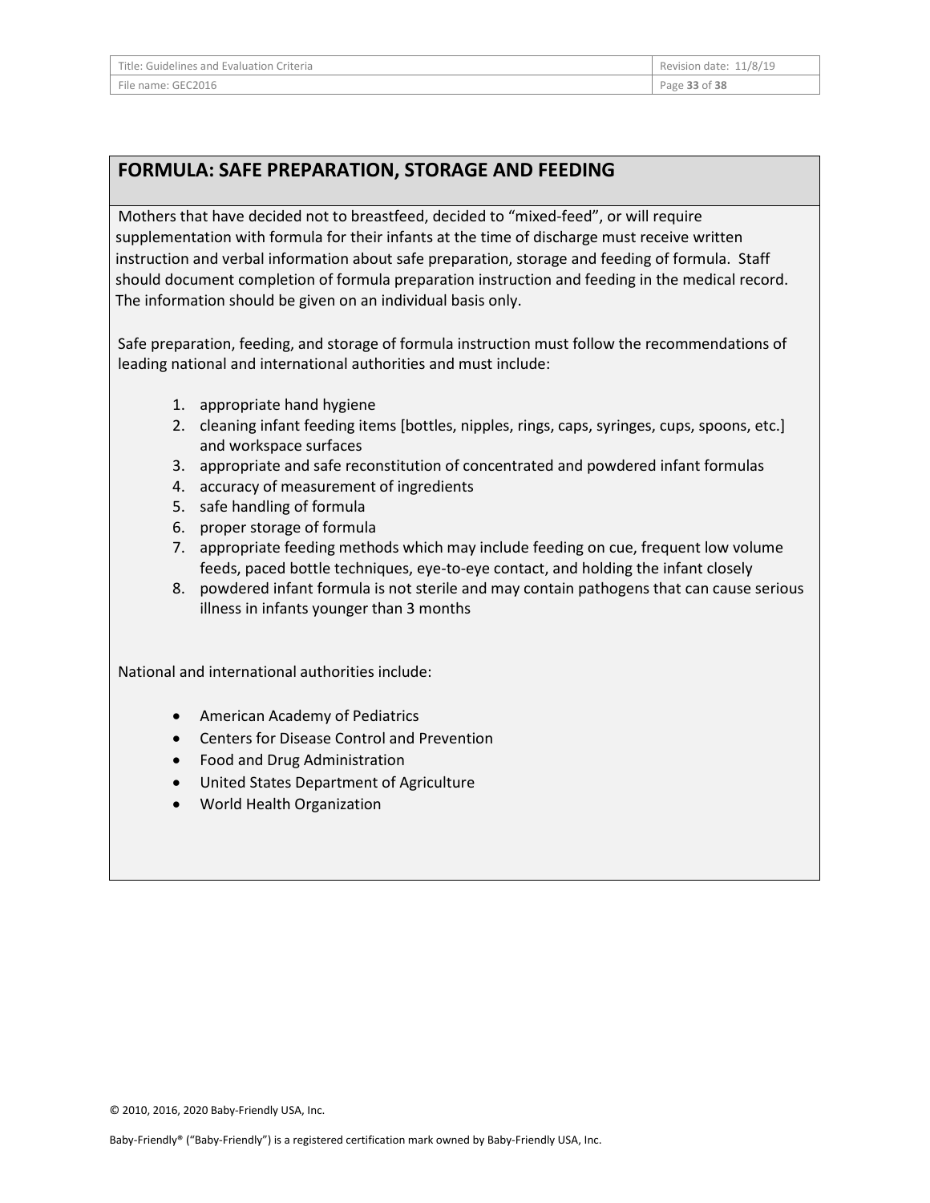## FORMULA: SAFE PREPARATION, STORAGE AND FEEDING

Mothers that have decided not to breastfeed, decided to "mixed-feed", or will require supplementation with formula for their infants at the time of discharge must receive written instruction and verbal information about safe preparation, storage and feeding of formula. Staff should document completion of formula preparation instruction and feeding in the medical record. The information should be given on an individual basis only.

Safe preparation, feeding, and storage of formula instruction must follow the recommendations of leading national and international authorities and must include:

1. appropriate hand hygiene
2. cleaning infant feeding items [bottles, nipples, rings, caps, syringes, cups, spoons, etc.] and workspace surfaces
3. appropriate and safe reconstitution of concentrated and powdered infant formulas
4. accuracy of measurement of ingredients
5. safe handling of formula
6. proper storage of formula
7. appropriate feeding methods which may include feeding on cue, frequent low volume feeds, paced bottle techniques, eye-to-eye contact, and holding the infant closely
8. powdered infant formula is not sterile and may contain pathogens that can cause serious illness in infants younger than 3 months

National and international authorities include:

- American Academy of Pediatrics
- Centers for Disease Control and Prevention
- Food and Drug Administration
- United States Department of Agriculture
- World Health Organization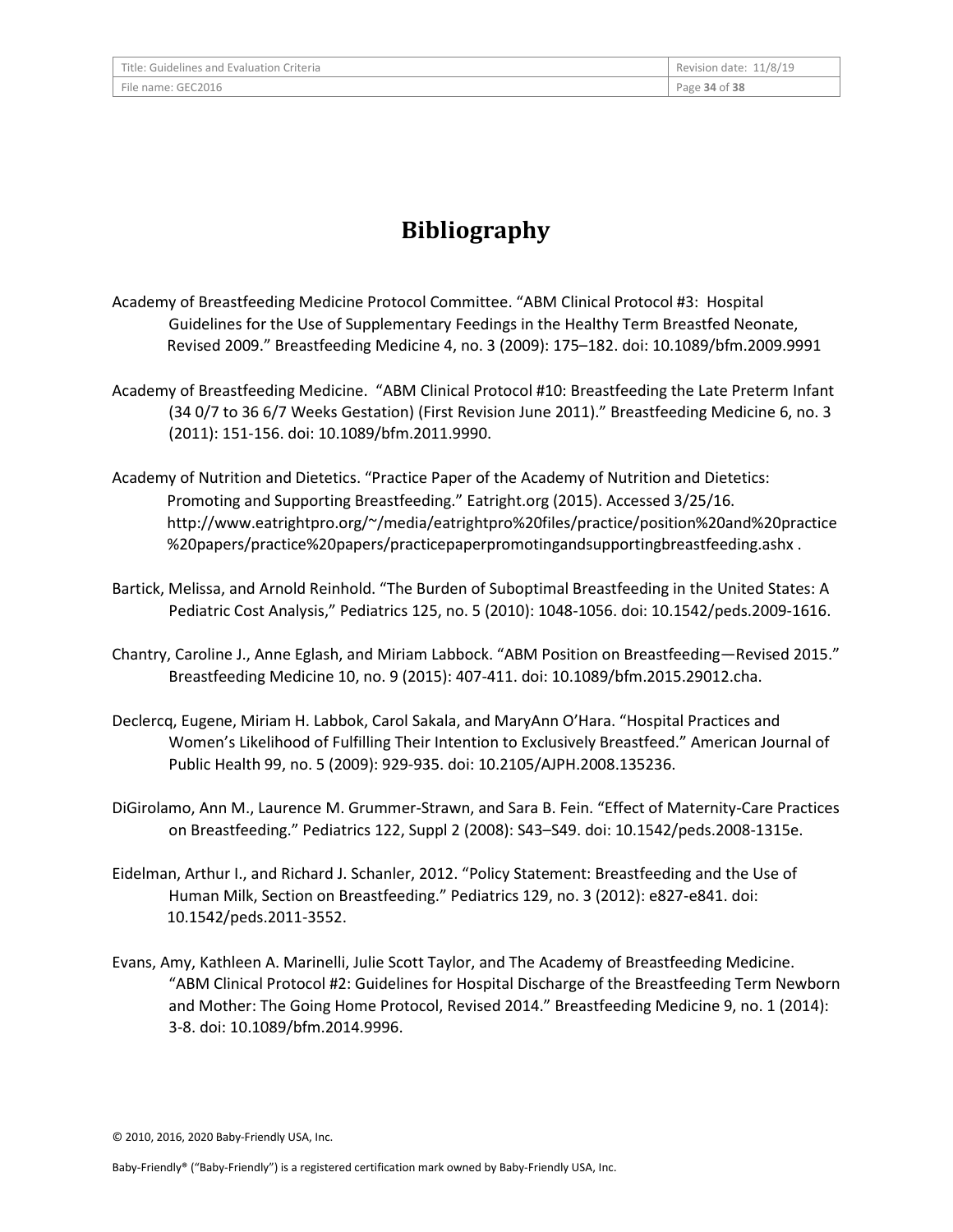# Bibliography

Academy of Breastfeeding Medicine Protocol Committee. "ABM Clinical Protocol #3: Hospital Guidelines for the Use of Supplementary Feedings in the Healthy Term Breastfed Neonate, Revised 2009." Breastfeeding Medicine 4, no. 3 (2009): 175–182. doi: 10.1089/bfm.2009.9991

Academy of Breastfeeding Medicine. "ABM Clinical Protocol #10: Breastfeeding the Late Preterm Infant (34 0/7 to 36 6/7 Weeks Gestation) (First Revision June 2011)." Breastfeeding Medicine 6, no. 3 (2011): 151-156. doi: 10.1089/bfm.2011.9990.

Academy of Nutrition and Dietetics. "Practice Paper of the Academy of Nutrition and Dietetics: Promoting and Supporting Breastfeeding." Eatright.org (2015). Accessed 3/25/16. http://www.eatrightpro.org/~/media/eatrightpro%20files/practice/position%20and%20practice%20papers/practice%20papers/practicepaperpromotingandsupportingbreastfeeding.ashx .

Bartick, Melissa, and Arnold Reinhold. "The Burden of Suboptimal Breastfeeding in the United States: A Pediatric Cost Analysis," Pediatrics 125, no. 5 (2010): 1048-1056. doi: 10.1542/peds.2009-1616.

Chantry, Caroline J., Anne Eglash, and Miriam Labbock. "ABM Position on Breastfeeding—Revised 2015." Breastfeeding Medicine 10, no. 9 (2015): 407-411. doi: 10.1089/bfm.2015.29012.cha.

Declercq, Eugene, Miriam H. Labbok, Carol Sakala, and MaryAnn O'Hara. "Hospital Practices and Women's Likelihood of Fulfilling Their Intention to Exclusively Breastfeed." American Journal of Public Health 99, no. 5 (2009): 929-935. doi: 10.2105/AJPH.2008.135236.

DiGirolamo, Ann M., Laurence M. Grummer-Strawn, and Sara B. Fein. "Effect of Maternity-Care Practices on Breastfeeding." Pediatrics 122, Suppl 2 (2008): S43–S49. doi: 10.1542/peds.2008-1315e.

Eidelman, Arthur I., and Richard J. Schanler, 2012. "Policy Statement: Breastfeeding and the Use of Human Milk, Section on Breastfeeding." Pediatrics 129, no. 3 (2012): e827-e841. doi: 10.1542/peds.2011-3552.

Evans, Amy, Kathleen A. Marinelli, Julie Scott Taylor, and The Academy of Breastfeeding Medicine. "ABM Clinical Protocol #2: Guidelines for Hospital Discharge of the Breastfeeding Term Newborn and Mother: The Going Home Protocol, Revised 2014." Breastfeeding Medicine 9, no. 1 (2014): 3-8. doi: 10.1089/bfm.2014.9996.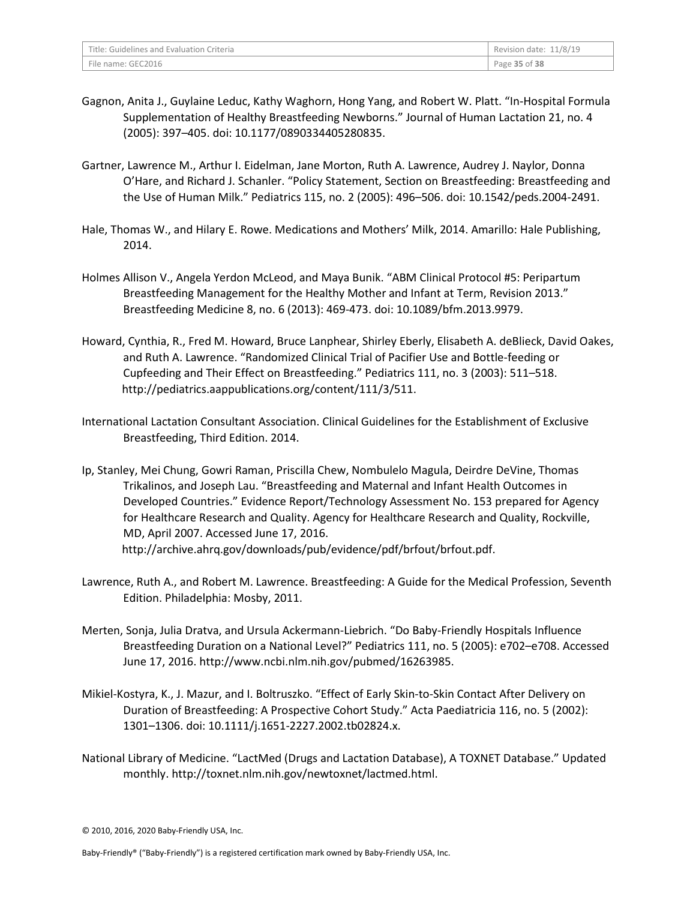Gagnon, Anita J., Guylaine Leduc, Kathy Waghorn, Hong Yang, and Robert W. Platt. "In-Hospital Formula Supplementation of Healthy Breastfeeding Newborns." Journal of Human Lactation 21, no. 4 (2005): 397–405. doi: 10.1177/0890334405280835.

Gartner, Lawrence M., Arthur I. Eidelman, Jane Morton, Ruth A. Lawrence, Audrey J. Naylor, Donna O'Hare, and Richard J. Schanler. "Policy Statement, Section on Breastfeeding: Breastfeeding and the Use of Human Milk." Pediatrics 115, no. 2 (2005): 496–506. doi: 10.1542/peds.2004-2491.

Hale, Thomas W., and Hilary E. Rowe. Medications and Mothers' Milk, 2014. Amarillo: Hale Publishing, 2014.

Holmes Allison V., Angela Yerdon McLeod, and Maya Bunik. "ABM Clinical Protocol #5: Peripartum Breastfeeding Management for the Healthy Mother and Infant at Term, Revision 2013." Breastfeeding Medicine 8, no. 6 (2013): 469-473. doi: 10.1089/bfm.2013.9979.

Howard, Cynthia, R., Fred M. Howard, Bruce Lanphear, Shirley Eberly, Elisabeth A. deBlieck, David Oakes, and Ruth A. Lawrence. "Randomized Clinical Trial of Pacifier Use and Bottle-feeding or Cupfeeding and Their Effect on Breastfeeding." Pediatrics 111, no. 3 (2003): 511–518. http://pediatrics.aappublications.org/content/111/3/511.

International Lactation Consultant Association. Clinical Guidelines for the Establishment of Exclusive Breastfeeding, Third Edition. 2014.

Ip, Stanley, Mei Chung, Gowri Raman, Priscilla Chew, Nombulelo Magula, Deirdre DeVine, Thomas Trikalinos, and Joseph Lau. "Breastfeeding and Maternal and Infant Health Outcomes in Developed Countries." Evidence Report/Technology Assessment No. 153 prepared for Agency for Healthcare Research and Quality. Agency for Healthcare Research and Quality, Rockville, MD, April 2007. Accessed June 17, 2016. http://archive.ahrq.gov/downloads/pub/evidence/pdf/brfout/brfout.pdf.

Lawrence, Ruth A., and Robert M. Lawrence. Breastfeeding: A Guide for the Medical Profession, Seventh Edition. Philadelphia: Mosby, 2011.

Merten, Sonja, Julia Dratva, and Ursula Ackermann-Liebrich. "Do Baby-Friendly Hospitals Influence Breastfeeding Duration on a National Level?" Pediatrics 111, no. 5 (2005): e702–e708. Accessed June 17, 2016. http://www.ncbi.nlm.nih.gov/pubmed/16263985.

Mikiel-Kostyra, K., J. Mazur, and I. Boltruszko. "Effect of Early Skin-to-Skin Contact After Delivery on Duration of Breastfeeding: A Prospective Cohort Study." Acta Paediatricia 116, no. 5 (2002): 1301–1306. doi: 10.1111/j.1651-2227.2002.tb02824.x.

National Library of Medicine. "LactMed (Drugs and Lactation Database), A TOXNET Database." Updated monthly. http://toxnet.nlm.nih.gov/newtoxnet/lactmed.html.

© 2010, 2016, 2020 Baby-Friendly USA, Inc.

Baby-Friendly® ("Baby-Friendly") is a registered certification mark owned by Baby-Friendly USA, Inc.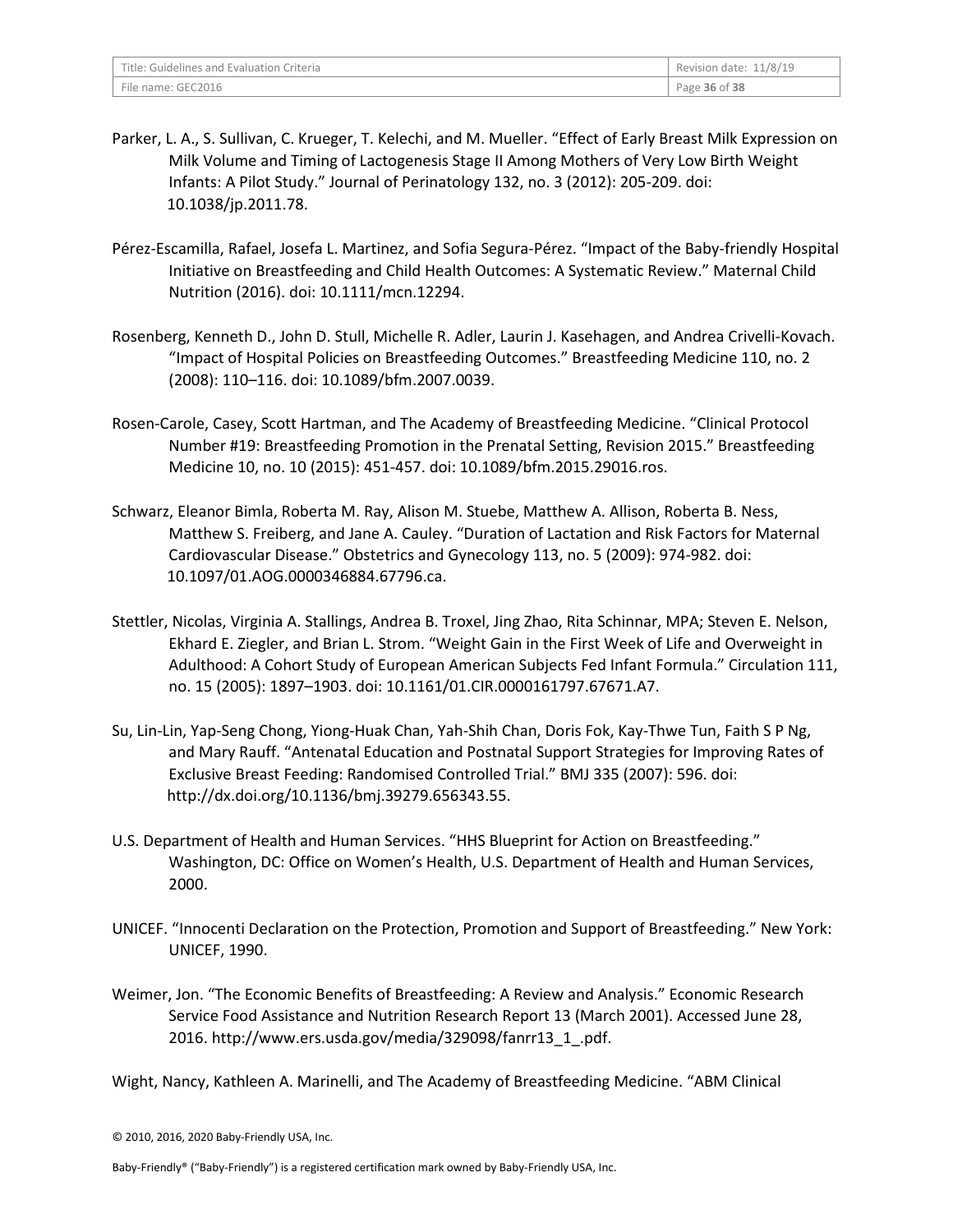Parker, L. A., S. Sullivan, C. Krueger, T. Kelechi, and M. Mueller. "Effect of Early Breast Milk Expression on Milk Volume and Timing of Lactogenesis Stage II Among Mothers of Very Low Birth Weight Infants: A Pilot Study." Journal of Perinatology 132, no. 3 (2012): 205-209. doi: 10.1038/jp.2011.78.

Pérez-Escamilla, Rafael, Josefa L. Martinez, and Sofia Segura-Pérez. "Impact of the Baby-friendly Hospital Initiative on Breastfeeding and Child Health Outcomes: A Systematic Review." Maternal Child Nutrition (2016). doi: 10.1111/mcn.12294.

Rosenberg, Kenneth D., John D. Stull, Michelle R. Adler, Laurin J. Kasehagen, and Andrea Crivelli-Kovach. "Impact of Hospital Policies on Breastfeeding Outcomes." Breastfeeding Medicine 110, no. 2 (2008): 110–116. doi: 10.1089/bfm.2007.0039.

Rosen-Carole, Casey, Scott Hartman, and The Academy of Breastfeeding Medicine. "Clinical Protocol Number #19: Breastfeeding Promotion in the Prenatal Setting, Revision 2015." Breastfeeding Medicine 10, no. 10 (2015): 451-457. doi: 10.1089/bfm.2015.29016.ros.

Schwarz, Eleanor Bimla, Roberta M. Ray, Alison M. Stuebe, Matthew A. Allison, Roberta B. Ness, Matthew S. Freiberg, and Jane A. Cauley. "Duration of Lactation and Risk Factors for Maternal Cardiovascular Disease." Obstetrics and Gynecology 113, no. 5 (2009): 974-982. doi: 10.1097/01.AOG.0000346884.67796.ca.

Stettler, Nicolas, Virginia A. Stallings, Andrea B. Troxel, Jing Zhao, Rita Schinnar, MPA; Steven E. Nelson, Ekhard E. Ziegler, and Brian L. Strom. "Weight Gain in the First Week of Life and Overweight in Adulthood: A Cohort Study of European American Subjects Fed Infant Formula." Circulation 111, no. 15 (2005): 1897–1903. doi: 10.1161/01.CIR.0000161797.67671.A7.

Su, Lin-Lin, Yap-Seng Chong, Yiong-Huak Chan, Yah-Shih Chan, Doris Fok, Kay-Thwe Tun, Faith S P Ng, and Mary Rauff. "Antenatal Education and Postnatal Support Strategies for Improving Rates of Exclusive Breast Feeding: Randomised Controlled Trial." BMJ 335 (2007): 596. doi: http://dx.doi.org/10.1136/bmj.39279.656343.55.

U.S. Department of Health and Human Services. "HHS Blueprint for Action on Breastfeeding." Washington, DC: Office on Women's Health, U.S. Department of Health and Human Services, 2000.

UNICEF. "Innocenti Declaration on the Protection, Promotion and Support of Breastfeeding." New York: UNICEF, 1990.

Weimer, Jon. "The Economic Benefits of Breastfeeding: A Review and Analysis." Economic Research Service Food Assistance and Nutrition Research Report 13 (March 2001). Accessed June 28, 2016. http://www.ers.usda.gov/media/329098/fanrr13_1_.pdf.

Wight, Nancy, Kathleen A. Marinelli, and The Academy of Breastfeeding Medicine. "ABM Clinical

© 2010, 2016, 2020 Baby-Friendly USA, Inc.

Baby-Friendly® ("Baby-Friendly") is a registered certification mark owned by Baby-Friendly USA, Inc.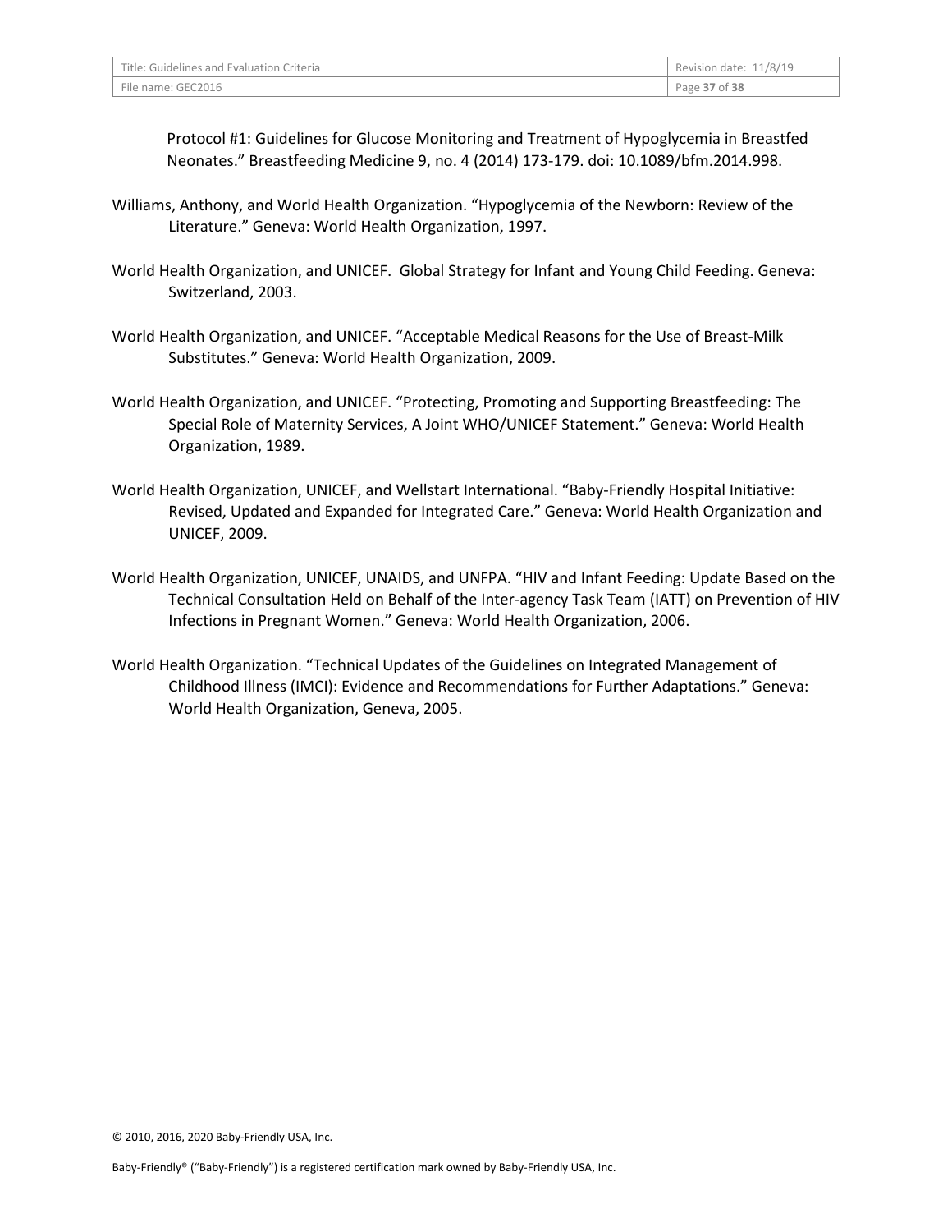Protocol #1: Guidelines for Glucose Monitoring and Treatment of Hypoglycemia in Breastfed Neonates." Breastfeeding Medicine 9, no. 4 (2014) 173-179. doi: 10.1089/bfm.2014.998.

Williams, Anthony, and World Health Organization. "Hypoglycemia of the Newborn: Review of the Literature." Geneva: World Health Organization, 1997.

World Health Organization, and UNICEF. Global Strategy for Infant and Young Child Feeding. Geneva: Switzerland, 2003.

World Health Organization, and UNICEF. "Acceptable Medical Reasons for the Use of Breast-Milk Substitutes." Geneva: World Health Organization, 2009.

World Health Organization, and UNICEF. "Protecting, Promoting and Supporting Breastfeeding: The Special Role of Maternity Services, A Joint WHO/UNICEF Statement." Geneva: World Health Organization, 1989.

World Health Organization, UNICEF, and Wellstart International. "Baby-Friendly Hospital Initiative: Revised, Updated and Expanded for Integrated Care." Geneva: World Health Organization and UNICEF, 2009.

World Health Organization, UNICEF, UNAIDS, and UNFPA. "HIV and Infant Feeding: Update Based on the Technical Consultation Held on Behalf of the Inter-agency Task Team (IATT) on Prevention of HIV Infections in Pregnant Women." Geneva: World Health Organization, 2006.

World Health Organization. "Technical Updates of the Guidelines on Integrated Management of Childhood Illness (IMCI): Evidence and Recommendations for Further Adaptations." Geneva: World Health Organization, Geneva, 2005.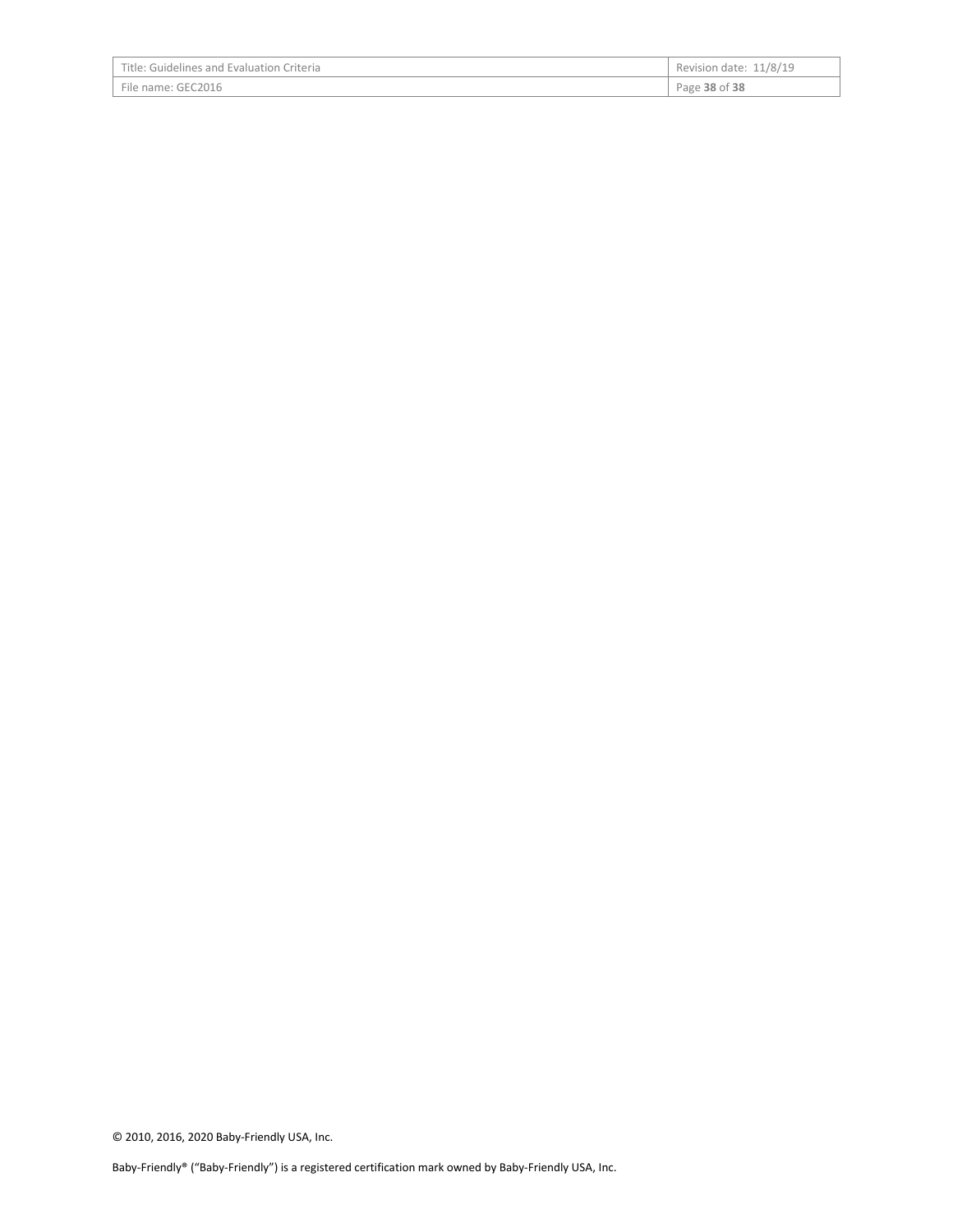© 2010, 2016, 2020 Baby-Friendly USA, Inc.

Baby-Friendly® ("Baby-Friendly") is a registered certification mark owned by Baby-Friendly USA, Inc.